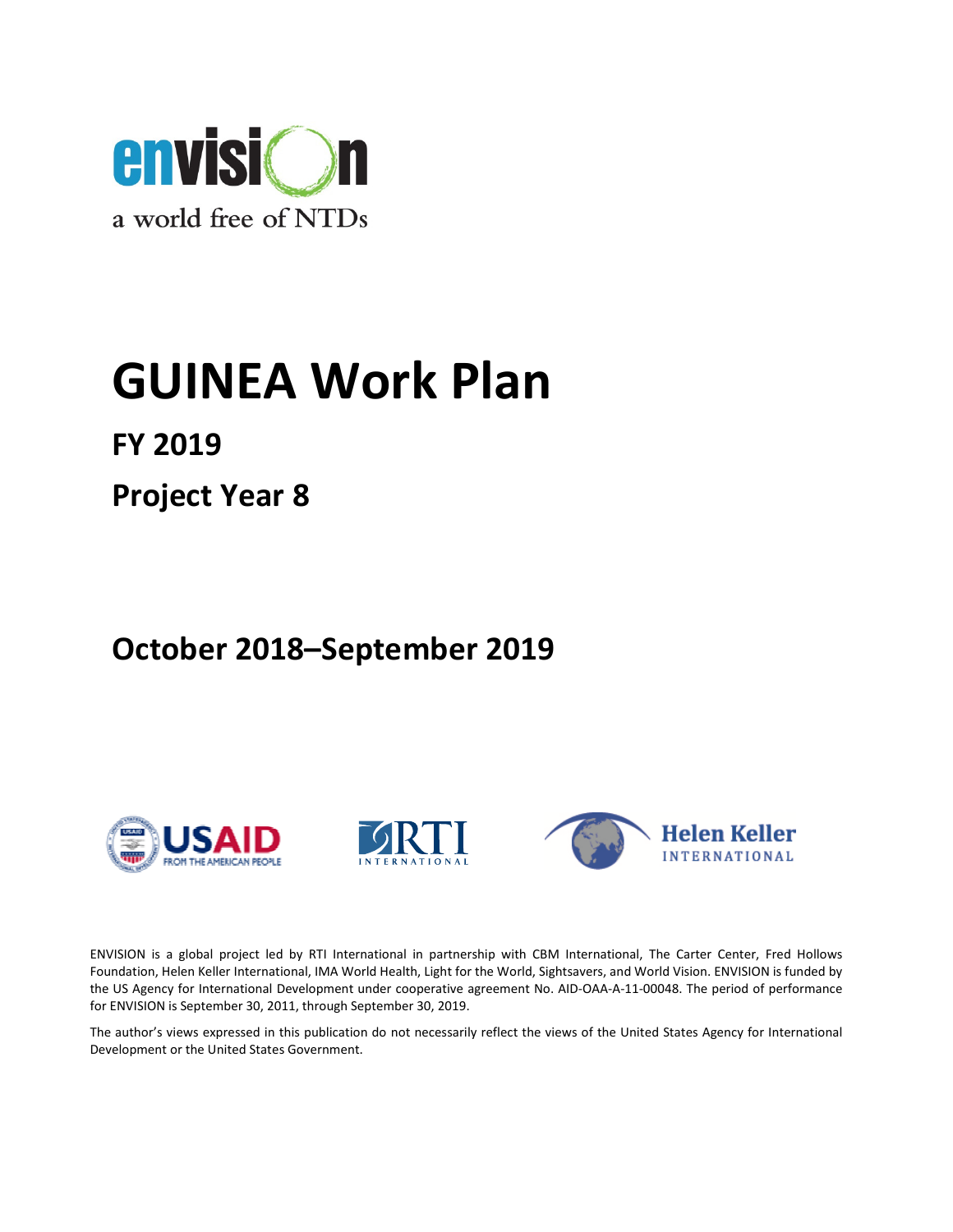envision

a world free of NTDs

# GUINEA Work Plan

## FY 2019

## Project Year 8

## October 2018–September 2019

USAID FROM THE AMERICAN PEOPLE

RTI INTERNATIONAL

Helen Keller INTERNATIONAL

ENVISION is a global project led by RTI International in partnership with CBM International, The Carter Center, Fred Hollows Foundation, Helen Keller International, IMA World Health, Light for the World, Sightsavers, and World Vision. ENVISION is funded by the US Agency for International Development under cooperative agreement No. AID-OAA-A-11-00048. The period of performance for ENVISION is September 30, 2011, through September 30, 2019.

The author's views expressed in this publication do not necessarily reflect the views of the United States Agency for International Development or the United States Government.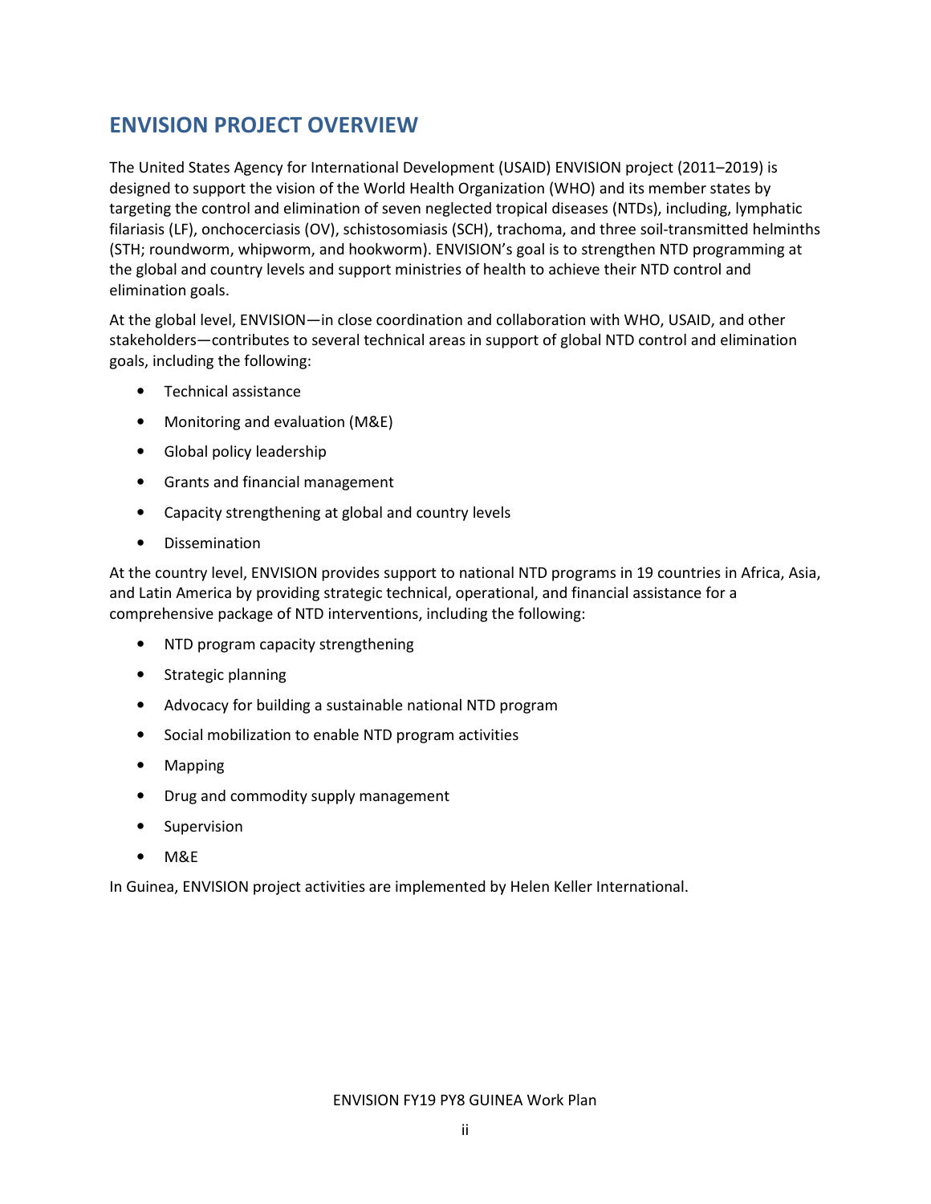## ENVISION PROJECT OVERVIEW

The United States Agency for International Development (USAID) ENVISION project (2011–2019) is designed to support the vision of the World Health Organization (WHO) and its member states by targeting the control and elimination of seven neglected tropical diseases (NTDs), including, lymphatic filariasis (LF), onchocerciasis (OV), schistosomiasis (SCH), trachoma, and three soil-transmitted helminths (STH; roundworm, whipworm, and hookworm). ENVISION's goal is to strengthen NTD programming at the global and country levels and support ministries of health to achieve their NTD control and elimination goals.

At the global level, ENVISION—in close coordination and collaboration with WHO, USAID, and other stakeholders—contributes to several technical areas in support of global NTD control and elimination goals, including the following:

- Technical assistance
- Monitoring and evaluation (M&E)
- Global policy leadership
- Grants and financial management
- Capacity strengthening at global and country levels
- Dissemination

At the country level, ENVISION provides support to national NTD programs in 19 countries in Africa, Asia, and Latin America by providing strategic technical, operational, and financial assistance for a comprehensive package of NTD interventions, including the following:

- NTD program capacity strengthening
- Strategic planning
- Advocacy for building a sustainable national NTD program
- Social mobilization to enable NTD program activities
- Mapping
- Drug and commodity supply management
- Supervision
- M&E

In Guinea, ENVISION project activities are implemented by Helen Keller International.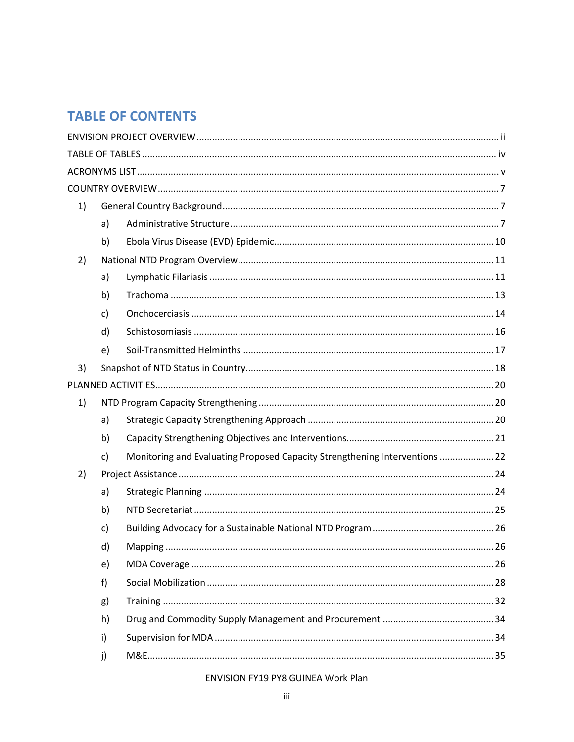## TABLE OF CONTENTS

ENVISION PROJECT OVERVIEW ........ ii

TABLE OF TABLES ........ iv

ACRONYMS LIST ........ v

COUNTRY OVERVIEW ........ 7

1) General Country Background ........ 7
   - a) Administrative Structure ........ 7
   - b) Ebola Virus Disease (EVD) Epidemic ........ 10
2) National NTD Program Overview ........ 11
   - a) Lymphatic Filariasis ........ 11
   - b) Trachoma ........ 13
   - c) Onchocerciasis ........ 14
   - d) Schistosomiasis ........ 16
   - e) Soil-Transmitted Helminths ........ 17
3) Snapshot of NTD Status in Country ........ 18

PLANNED ACTIVITIES ........ 20

1) NTD Program Capacity Strengthening ........ 20
   - a) Strategic Capacity Strengthening Approach ........ 20
   - b) Capacity Strengthening Objectives and Interventions ........ 21
   - c) Monitoring and Evaluating Proposed Capacity Strengthening Interventions ........ 22
2) Project Assistance ........ 24
   - a) Strategic Planning ........ 24
   - b) NTD Secretariat ........ 25
   - c) Building Advocacy for a Sustainable National NTD Program ........ 26
   - d) Mapping ........ 26
   - e) MDA Coverage ........ 26
   - f) Social Mobilization ........ 28
   - g) Training ........ 32
   - h) Drug and Commodity Supply Management and Procurement ........ 34
   - i) Supervision for MDA ........ 34
   - j) M&E ........ 35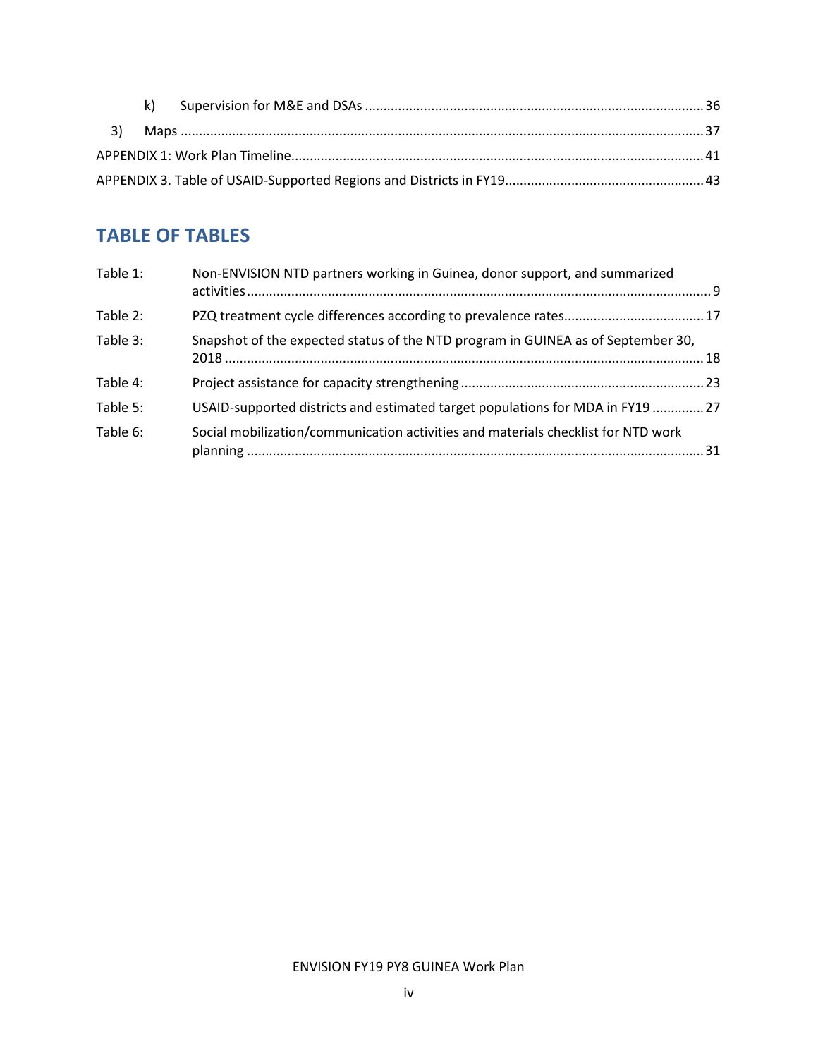k) Supervision for M&E and DSAs ........................................................................................... 36

3) Maps .............................................................................................................................................. 37

APPENDIX 1: Work Plan Timeline.............................................................................................................. 41

APPENDIX 3. Table of USAID-Supported Regions and Districts in FY19..................................................... 43

## TABLE OF TABLES

Table 1: Non-ENVISION NTD partners working in Guinea, donor support, and summarized activities ............................................................................................................................. 9

Table 2: PZQ treatment cycle differences according to prevalence rates...................................... 17

Table 3: Snapshot of the expected status of the NTD program in GUINEA as of September 30, 2018 ................................................................................................................................. 18

Table 4: Project assistance for capacity strengthening .................................................................. 23

Table 5: USAID-supported districts and estimated target populations for MDA in FY19 .............. 27

Table 6: Social mobilization/communication activities and materials checklist for NTD work planning ........................................................................................................................... 31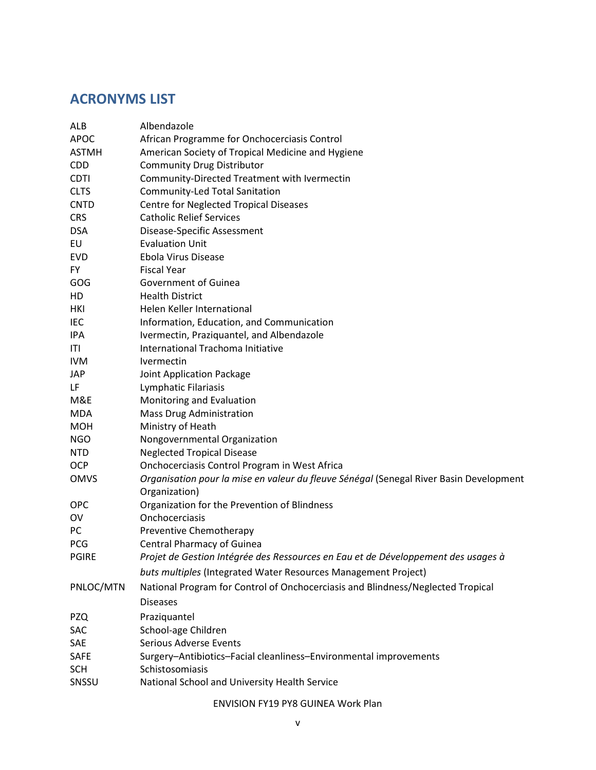## ACRONYMS LIST

| | |
|---|---|
| ALB | Albendazole |
| APOC | African Programme for Onchocerciasis Control |
| ASTMH | American Society of Tropical Medicine and Hygiene |
| CDD | Community Drug Distributor |
| CDTI | Community-Directed Treatment with Ivermectin |
| CLTS | Community-Led Total Sanitation |
| CNTD | Centre for Neglected Tropical Diseases |
| CRS | Catholic Relief Services |
| DSA | Disease-Specific Assessment |
| EU | Evaluation Unit |
| EVD | Ebola Virus Disease |
| FY | Fiscal Year |
| GOG | Government of Guinea |
| HD | Health District |
| HKI | Helen Keller International |
| IEC | Information, Education, and Communication |
| IPA | Ivermectin, Praziquantel, and Albendazole |
| ITI | International Trachoma Initiative |
| IVM | Ivermectin |
| JAP | Joint Application Package |
| LF | Lymphatic Filariasis |
| M&E | Monitoring and Evaluation |
| MDA | Mass Drug Administration |
| MOH | Ministry of Heath |
| NGO | Nongovernmental Organization |
| NTD | Neglected Tropical Disease |
| OCP | Onchocerciasis Control Program in West Africa |
| OMVS | *Organisation pour la mise en valeur du fleuve Sénégal* (Senegal River Basin Development Organization) |
| OPC | Organization for the Prevention of Blindness |
| OV | Onchocerciasis |
| PC | Preventive Chemotherapy |
| PCG | Central Pharmacy of Guinea |
| PGIRE | *Projet de Gestion Intégrée des Ressources en Eau et de Développement des usages à buts multiples* (Integrated Water Resources Management Project) |
| PNLOC/MTN | National Program for Control of Onchocerciasis and Blindness/Neglected Tropical Diseases |
| PZQ | Praziquantel |
| SAC | School-age Children |
| SAE | Serious Adverse Events |
| SAFE | Surgery–Antibiotics–Facial cleanliness–Environmental improvements |
| SCH | Schistosomiasis |
| SNSSU | National School and University Health Service |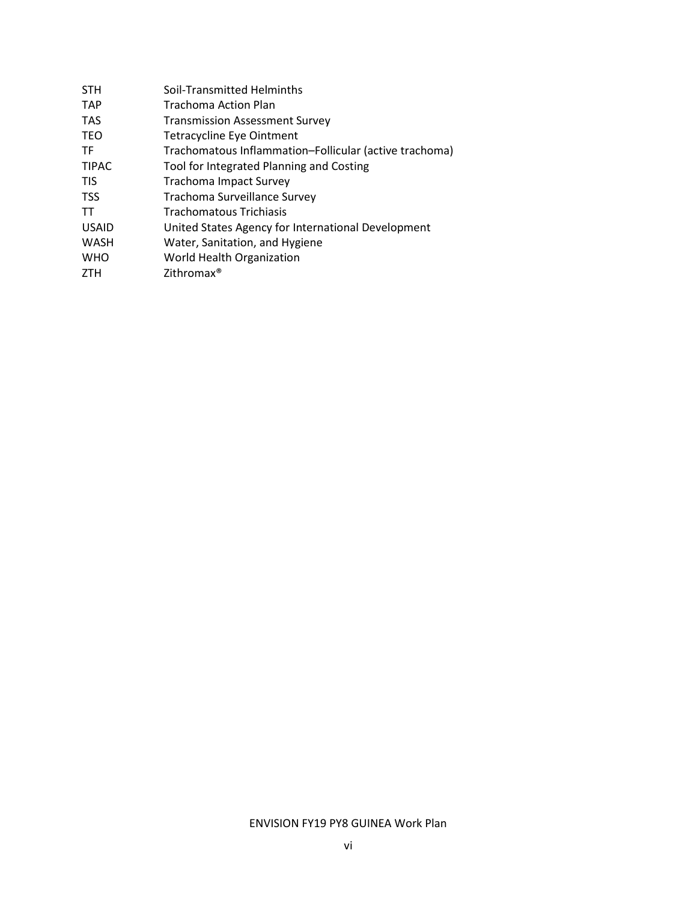| | |
|---|---|
| STH | Soil-Transmitted Helminths |
| TAP | Trachoma Action Plan |
| TAS | Transmission Assessment Survey |
| TEO | Tetracycline Eye Ointment |
| TF | Trachomatous Inflammation–Follicular (active trachoma) |
| TIPAC | Tool for Integrated Planning and Costing |
| TIS | Trachoma Impact Survey |
| TSS | Trachoma Surveillance Survey |
| TT | Trachomatous Trichiasis |
| USAID | United States Agency for International Development |
| WASH | Water, Sanitation, and Hygiene |
| WHO | World Health Organization |
| ZTH | Zithromax® |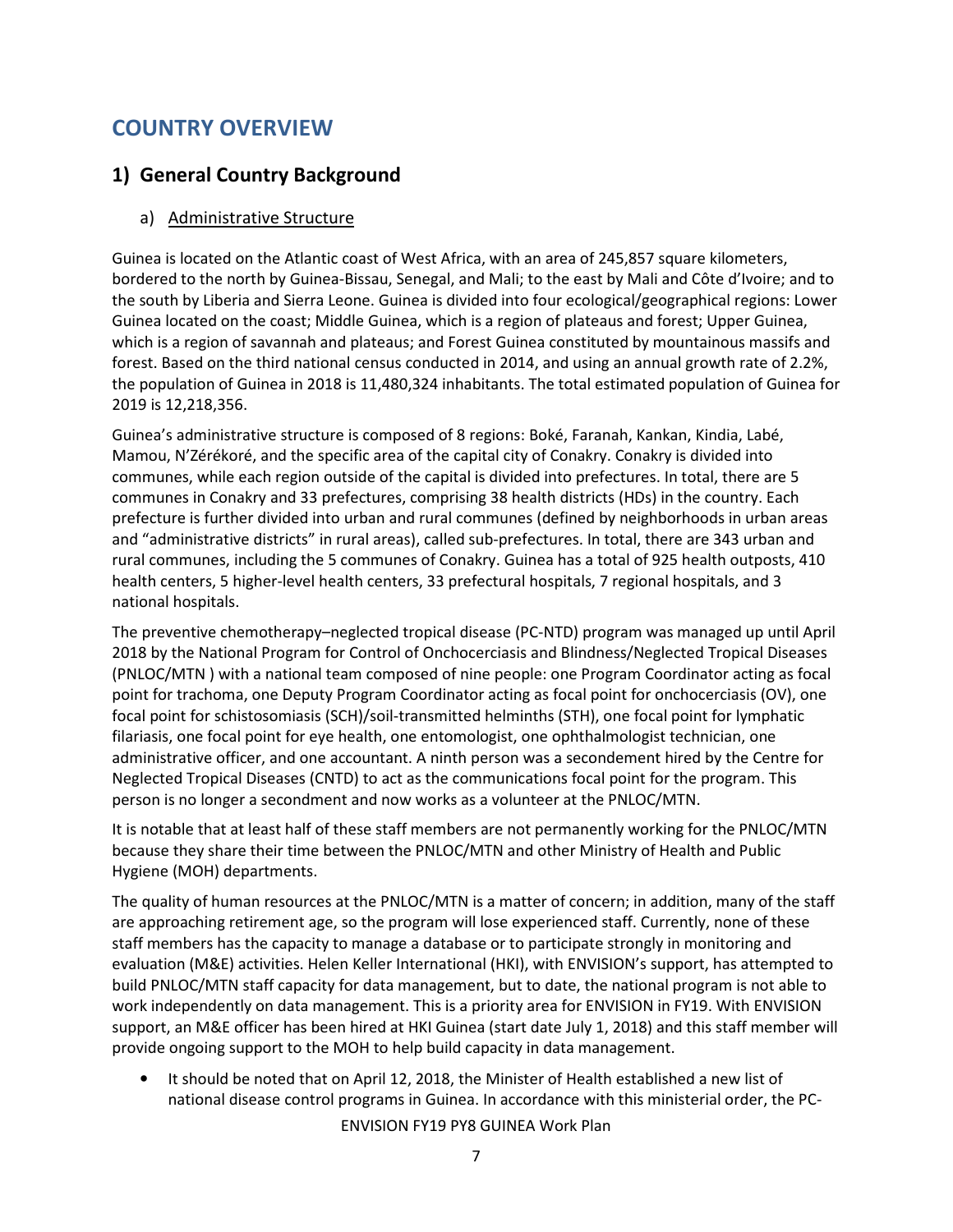# COUNTRY OVERVIEW

## 1) General Country Background

### a) Administrative Structure

Guinea is located on the Atlantic coast of West Africa, with an area of 245,857 square kilometers, bordered to the north by Guinea-Bissau, Senegal, and Mali; to the east by Mali and Côte d'Ivoire; and to the south by Liberia and Sierra Leone. Guinea is divided into four ecological/geographical regions: Lower Guinea located on the coast; Middle Guinea, which is a region of plateaus and forest; Upper Guinea, which is a region of savannah and plateaus; and Forest Guinea constituted by mountainous massifs and forest. Based on the third national census conducted in 2014, and using an annual growth rate of 2.2%, the population of Guinea in 2018 is 11,480,324 inhabitants. The total estimated population of Guinea for 2019 is 12,218,356.

Guinea's administrative structure is composed of 8 regions: Boké, Faranah, Kankan, Kindia, Labé, Mamou, N'Zérékoré, and the specific area of the capital city of Conakry. Conakry is divided into communes, while each region outside of the capital is divided into prefectures. In total, there are 5 communes in Conakry and 33 prefectures, comprising 38 health districts (HDs) in the country. Each prefecture is further divided into urban and rural communes (defined by neighborhoods in urban areas and "administrative districts" in rural areas), called sub-prefectures. In total, there are 343 urban and rural communes, including the 5 communes of Conakry. Guinea has a total of 925 health outposts, 410 health centers, 5 higher-level health centers, 33 prefectural hospitals, 7 regional hospitals, and 3 national hospitals.

The preventive chemotherapy–neglected tropical disease (PC-NTD) program was managed up until April 2018 by the National Program for Control of Onchocerciasis and Blindness/Neglected Tropical Diseases (PNLOC/MTN ) with a national team composed of nine people: one Program Coordinator acting as focal point for trachoma, one Deputy Program Coordinator acting as focal point for onchocerciasis (OV), one focal point for schistosomiasis (SCH)/soil-transmitted helminths (STH), one focal point for lymphatic filariasis, one focal point for eye health, one entomologist, one ophthalmologist technician, one administrative officer, and one accountant. A ninth person was a secondement hired by the Centre for Neglected Tropical Diseases (CNTD) to act as the communications focal point for the program. This person is no longer a secondment and now works as a volunteer at the PNLOC/MTN.

It is notable that at least half of these staff members are not permanently working for the PNLOC/MTN because they share their time between the PNLOC/MTN and other Ministry of Health and Public Hygiene (MOH) departments.

The quality of human resources at the PNLOC/MTN is a matter of concern; in addition, many of the staff are approaching retirement age, so the program will lose experienced staff. Currently, none of these staff members has the capacity to manage a database or to participate strongly in monitoring and evaluation (M&E) activities. Helen Keller International (HKI), with ENVISION's support, has attempted to build PNLOC/MTN staff capacity for data management, but to date, the national program is not able to work independently on data management. This is a priority area for ENVISION in FY19. With ENVISION support, an M&E officer has been hired at HKI Guinea (start date July 1, 2018) and this staff member will provide ongoing support to the MOH to help build capacity in data management.

- It should be noted that on April 12, 2018, the Minister of Health established a new list of national disease control programs in Guinea. In accordance with this ministerial order, the PC-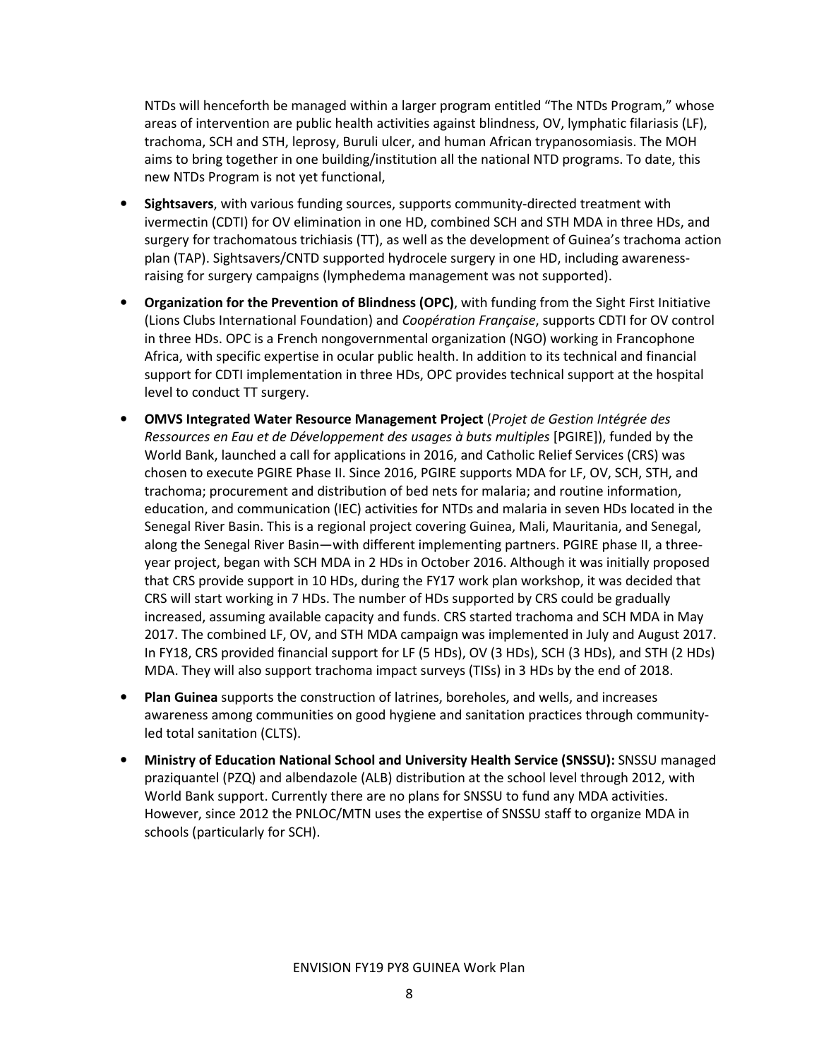NTDs will henceforth be managed within a larger program entitled "The NTDs Program," whose areas of intervention are public health activities against blindness, OV, lymphatic filariasis (LF), trachoma, SCH and STH, leprosy, Buruli ulcer, and human African trypanosomiasis. The MOH aims to bring together in one building/institution all the national NTD programs. To date, this new NTDs Program is not yet functional,

- **Sightsavers**, with various funding sources, supports community-directed treatment with ivermectin (CDTI) for OV elimination in one HD, combined SCH and STH MDA in three HDs, and surgery for trachomatous trichiasis (TT), as well as the development of Guinea's trachoma action plan (TAP). Sightsavers/CNTD supported hydrocele surgery in one HD, including awareness-raising for surgery campaigns (lymphedema management was not supported).
- **Organization for the Prevention of Blindness (OPC)**, with funding from the Sight First Initiative (Lions Clubs International Foundation) and *Coopération Française*, supports CDTI for OV control in three HDs. OPC is a French nongovernmental organization (NGO) working in Francophone Africa, with specific expertise in ocular public health. In addition to its technical and financial support for CDTI implementation in three HDs, OPC provides technical support at the hospital level to conduct TT surgery.
- **OMVS Integrated Water Resource Management Project** (*Projet de Gestion Intégrée des Ressources en Eau et de Développement des usages à buts multiples* [PGIRE]), funded by the World Bank, launched a call for applications in 2016, and Catholic Relief Services (CRS) was chosen to execute PGIRE Phase II. Since 2016, PGIRE supports MDA for LF, OV, SCH, STH, and trachoma; procurement and distribution of bed nets for malaria; and routine information, education, and communication (IEC) activities for NTDs and malaria in seven HDs located in the Senegal River Basin. This is a regional project covering Guinea, Mali, Mauritania, and Senegal, along the Senegal River Basin—with different implementing partners. PGIRE phase II, a three-year project, began with SCH MDA in 2 HDs in October 2016. Although it was initially proposed that CRS provide support in 10 HDs, during the FY17 work plan workshop, it was decided that CRS will start working in 7 HDs. The number of HDs supported by CRS could be gradually increased, assuming available capacity and funds. CRS started trachoma and SCH MDA in May 2017. The combined LF, OV, and STH MDA campaign was implemented in July and August 2017. In FY18, CRS provided financial support for LF (5 HDs), OV (3 HDs), SCH (3 HDs), and STH (2 HDs) MDA. They will also support trachoma impact surveys (TISs) in 3 HDs by the end of 2018.
- **Plan Guinea** supports the construction of latrines, boreholes, and wells, and increases awareness among communities on good hygiene and sanitation practices through community-led total sanitation (CLTS).
- **Ministry of Education National School and University Health Service (SNSSU):** SNSSU managed praziquantel (PZQ) and albendazole (ALB) distribution at the school level through 2012, with World Bank support. Currently there are no plans for SNSSU to fund any MDA activities. However, since 2012 the PNLOC/MTN uses the expertise of SNSSU staff to organize MDA in schools (particularly for SCH).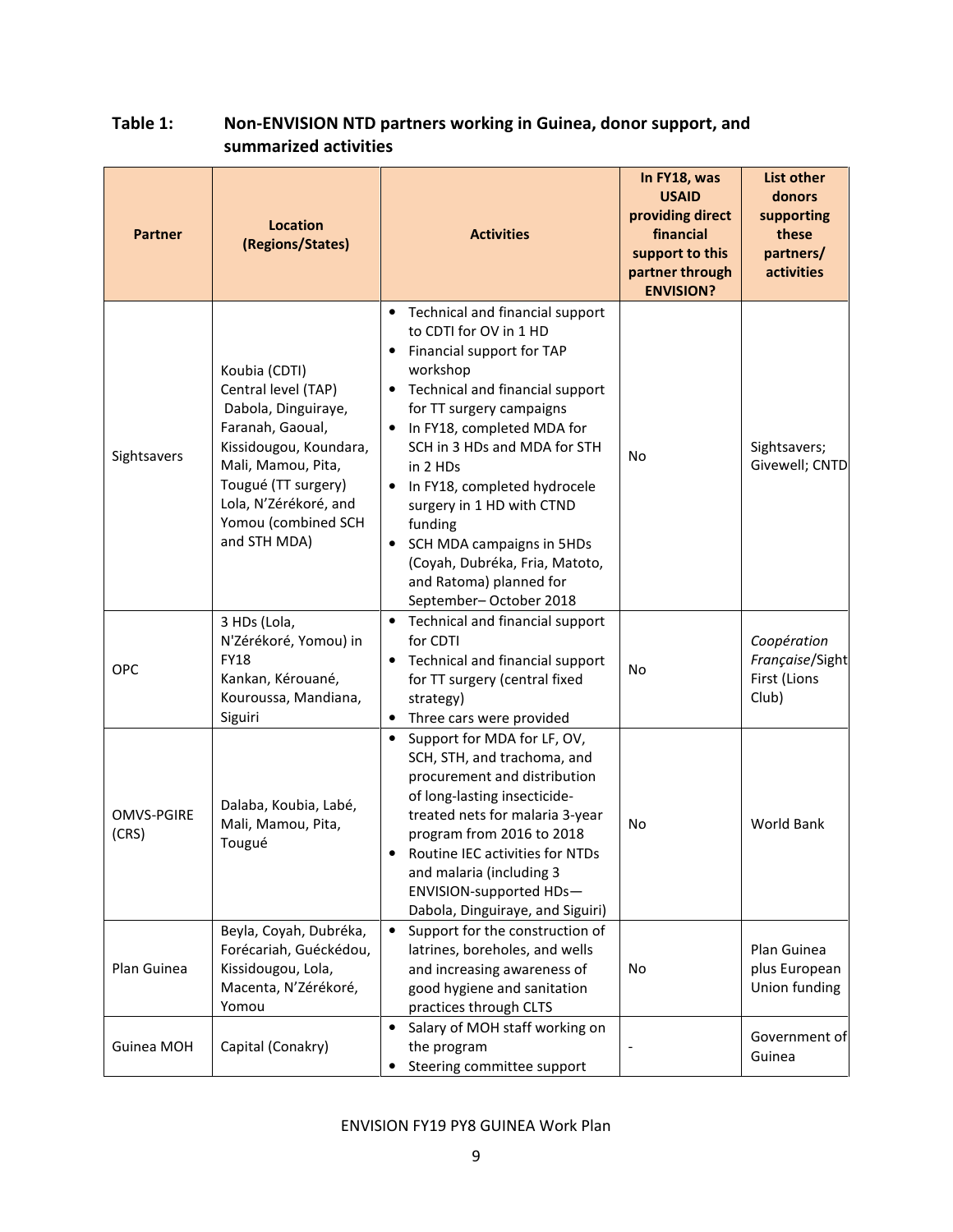**Table 1: Non-ENVISION NTD partners working in Guinea, donor support, and summarized activities**

| Partner | Location (Regions/States) | Activities | In FY18, was USAID providing direct financial support to this partner through ENVISION? | List other donors supporting these partners/ activities |
|---|---|---|---|---|
| Sightsavers | Koubia (CDTI)<br>Central level (TAP)<br>Dabola, Dinguiraye, Faranah, Gaoual, Kissidougou, Koundara, Mali, Mamou, Pita, Tougué (TT surgery)<br>Lola, N'Zérékoré, and Yomou (combined SCH and STH MDA) | • Technical and financial support to CDTI for OV in 1 HD<br>• Financial support for TAP workshop<br>• Technical and financial support for TT surgery campaigns<br>• In FY18, completed MDA for SCH in 3 HDs and MDA for STH in 2 HDs<br>• In FY18, completed hydrocele surgery in 1 HD with CTND funding<br>• SCH MDA campaigns in 5HDs (Coyah, Dubréka, Fria, Matoto, and Ratoma) planned for September– October 2018 | No | Sightsavers; Givewell; CNTD |
| OPC | 3 HDs (Lola, N'Zérékoré, Yomou) in FY18<br>Kankan, Kérouané, Kouroussa, Mandiana, Siguiri | • Technical and financial support for CDTI<br>• Technical and financial support for TT surgery (central fixed strategy)<br>• Three cars were provided | No | *Coopération Française*/Sight First (Lions Club) |
| OMVS-PGIRE (CRS) | Dalaba, Koubia, Labé, Mali, Mamou, Pita, Tougué | • Support for MDA for LF, OV, SCH, STH, and trachoma, and procurement and distribution of long-lasting insecticide-treated nets for malaria 3-year program from 2016 to 2018<br>• Routine IEC activities for NTDs and malaria (including 3 ENVISION-supported HDs—Dabola, Dinguiraye, and Siguiri) | No | World Bank |
| Plan Guinea | Beyla, Coyah, Dubréka, Forécariah, Guéckédou, Kissidougou, Lola, Macenta, N'Zérékoré, Yomou | • Support for the construction of latrines, boreholes, and wells and increasing awareness of good hygiene and sanitation practices through CLTS | No | Plan Guinea plus European Union funding |
| Guinea MOH | Capital (Conakry) | • Salary of MOH staff working on the program<br>• Steering committee support | - | Government of Guinea |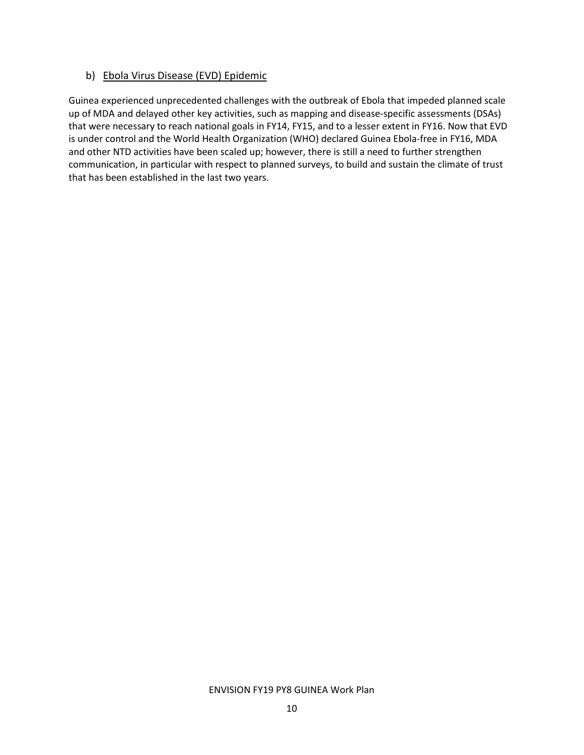### b) Ebola Virus Disease (EVD) Epidemic

Guinea experienced unprecedented challenges with the outbreak of Ebola that impeded planned scale up of MDA and delayed other key activities, such as mapping and disease-specific assessments (DSAs) that were necessary to reach national goals in FY14, FY15, and to a lesser extent in FY16. Now that EVD is under control and the World Health Organization (WHO) declared Guinea Ebola-free in FY16, MDA and other NTD activities have been scaled up; however, there is still a need to further strengthen communication, in particular with respect to planned surveys, to build and sustain the climate of trust that has been established in the last two years.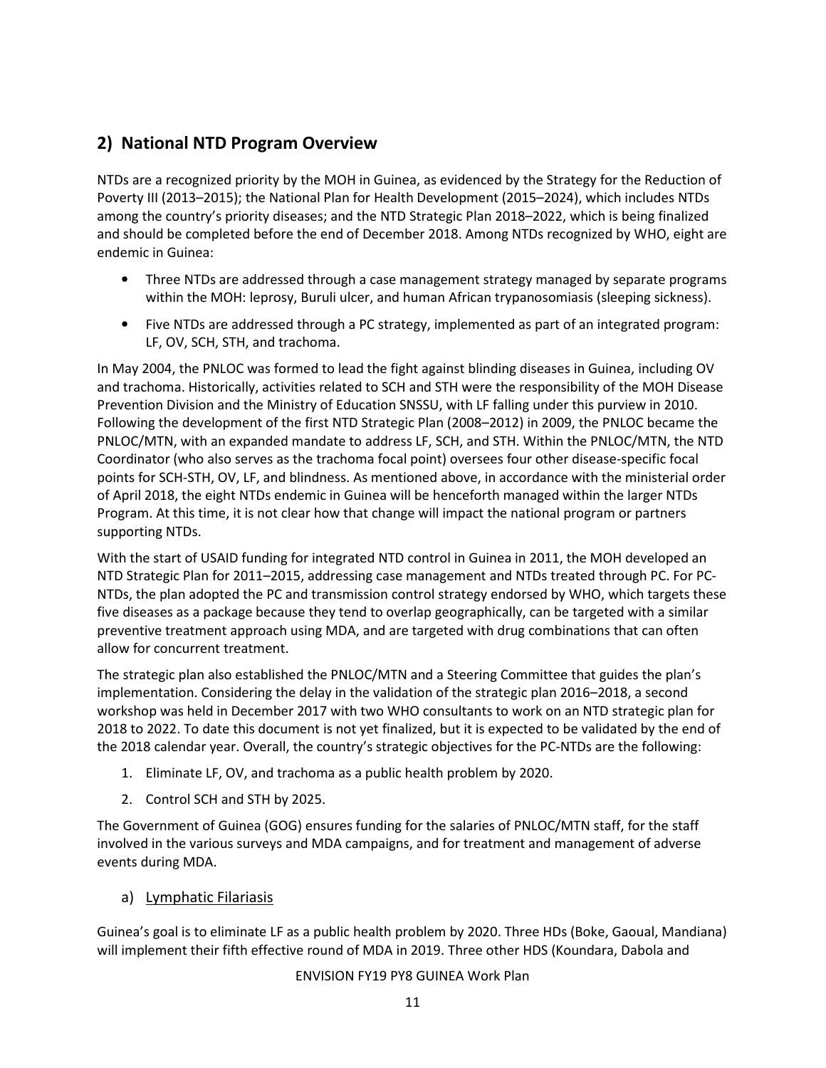## 2) National NTD Program Overview

NTDs are a recognized priority by the MOH in Guinea, as evidenced by the Strategy for the Reduction of Poverty III (2013–2015); the National Plan for Health Development (2015–2024), which includes NTDs among the country's priority diseases; and the NTD Strategic Plan 2018–2022, which is being finalized and should be completed before the end of December 2018. Among NTDs recognized by WHO, eight are endemic in Guinea:

- Three NTDs are addressed through a case management strategy managed by separate programs within the MOH: leprosy, Buruli ulcer, and human African trypanosomiasis (sleeping sickness).
- Five NTDs are addressed through a PC strategy, implemented as part of an integrated program: LF, OV, SCH, STH, and trachoma.

In May 2004, the PNLOC was formed to lead the fight against blinding diseases in Guinea, including OV and trachoma. Historically, activities related to SCH and STH were the responsibility of the MOH Disease Prevention Division and the Ministry of Education SNSSU, with LF falling under this purview in 2010. Following the development of the first NTD Strategic Plan (2008–2012) in 2009, the PNLOC became the PNLOC/MTN, with an expanded mandate to address LF, SCH, and STH. Within the PNLOC/MTN, the NTD Coordinator (who also serves as the trachoma focal point) oversees four other disease-specific focal points for SCH-STH, OV, LF, and blindness. As mentioned above, in accordance with the ministerial order of April 2018, the eight NTDs endemic in Guinea will be henceforth managed within the larger NTDs Program. At this time, it is not clear how that change will impact the national program or partners supporting NTDs.

With the start of USAID funding for integrated NTD control in Guinea in 2011, the MOH developed an NTD Strategic Plan for 2011–2015, addressing case management and NTDs treated through PC. For PC-NTDs, the plan adopted the PC and transmission control strategy endorsed by WHO, which targets these five diseases as a package because they tend to overlap geographically, can be targeted with a similar preventive treatment approach using MDA, and are targeted with drug combinations that can often allow for concurrent treatment.

The strategic plan also established the PNLOC/MTN and a Steering Committee that guides the plan's implementation. Considering the delay in the validation of the strategic plan 2016–2018, a second workshop was held in December 2017 with two WHO consultants to work on an NTD strategic plan for 2018 to 2022. To date this document is not yet finalized, but it is expected to be validated by the end of the 2018 calendar year. Overall, the country's strategic objectives for the PC-NTDs are the following:

1. Eliminate LF, OV, and trachoma as a public health problem by 2020.
2. Control SCH and STH by 2025.

The Government of Guinea (GOG) ensures funding for the salaries of PNLOC/MTN staff, for the staff involved in the various surveys and MDA campaigns, and for treatment and management of adverse events during MDA.

### a) Lymphatic Filariasis

Guinea's goal is to eliminate LF as a public health problem by 2020. Three HDs (Boke, Gaoual, Mandiana) will implement their fifth effective round of MDA in 2019. Three other HDS (Koundara, Dabola and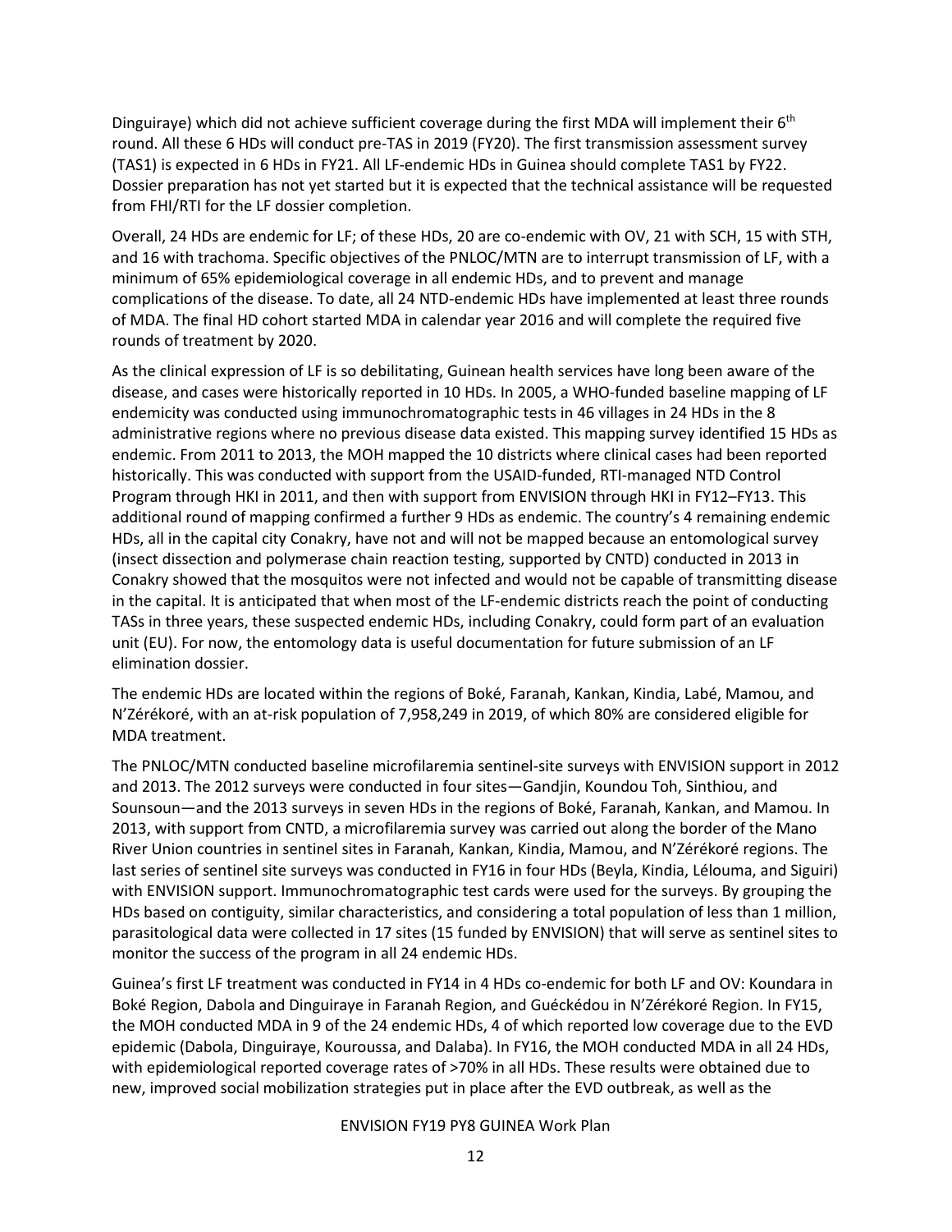Dinguiraye) which did not achieve sufficient coverage during the first MDA will implement their 6th round. All these 6 HDs will conduct pre-TAS in 2019 (FY20). The first transmission assessment survey (TAS1) is expected in 6 HDs in FY21. All LF-endemic HDs in Guinea should complete TAS1 by FY22. Dossier preparation has not yet started but it is expected that the technical assistance will be requested from FHI/RTI for the LF dossier completion.

Overall, 24 HDs are endemic for LF; of these HDs, 20 are co-endemic with OV, 21 with SCH, 15 with STH, and 16 with trachoma. Specific objectives of the PNLOC/MTN are to interrupt transmission of LF, with a minimum of 65% epidemiological coverage in all endemic HDs, and to prevent and manage complications of the disease. To date, all 24 NTD-endemic HDs have implemented at least three rounds of MDA. The final HD cohort started MDA in calendar year 2016 and will complete the required five rounds of treatment by 2020.

As the clinical expression of LF is so debilitating, Guinean health services have long been aware of the disease, and cases were historically reported in 10 HDs. In 2005, a WHO-funded baseline mapping of LF endemicity was conducted using immunochromatographic tests in 46 villages in 24 HDs in the 8 administrative regions where no previous disease data existed. This mapping survey identified 15 HDs as endemic. From 2011 to 2013, the MOH mapped the 10 districts where clinical cases had been reported historically. This was conducted with support from the USAID-funded, RTI-managed NTD Control Program through HKI in 2011, and then with support from ENVISION through HKI in FY12–FY13. This additional round of mapping confirmed a further 9 HDs as endemic. The country's 4 remaining endemic HDs, all in the capital city Conakry, have not and will not be mapped because an entomological survey (insect dissection and polymerase chain reaction testing, supported by CNTD) conducted in 2013 in Conakry showed that the mosquitos were not infected and would not be capable of transmitting disease in the capital. It is anticipated that when most of the LF-endemic districts reach the point of conducting TASs in three years, these suspected endemic HDs, including Conakry, could form part of an evaluation unit (EU). For now, the entomology data is useful documentation for future submission of an LF elimination dossier.

The endemic HDs are located within the regions of Boké, Faranah, Kankan, Kindia, Labé, Mamou, and N'Zérékoré, with an at-risk population of 7,958,249 in 2019, of which 80% are considered eligible for MDA treatment.

The PNLOC/MTN conducted baseline microfilaremia sentinel-site surveys with ENVISION support in 2012 and 2013. The 2012 surveys were conducted in four sites—Gandjin, Koundou Toh, Sinthiou, and Sounsoun—and the 2013 surveys in seven HDs in the regions of Boké, Faranah, Kankan, and Mamou. In 2013, with support from CNTD, a microfilaremia survey was carried out along the border of the Mano River Union countries in sentinel sites in Faranah, Kankan, Kindia, Mamou, and N'Zérékoré regions. The last series of sentinel site surveys was conducted in FY16 in four HDs (Beyla, Kindia, Lélouma, and Siguiri) with ENVISION support. Immunochromatographic test cards were used for the surveys. By grouping the HDs based on contiguity, similar characteristics, and considering a total population of less than 1 million, parasitological data were collected in 17 sites (15 funded by ENVISION) that will serve as sentinel sites to monitor the success of the program in all 24 endemic HDs.

Guinea's first LF treatment was conducted in FY14 in 4 HDs co-endemic for both LF and OV: Koundara in Boké Region, Dabola and Dinguiraye in Faranah Region, and Guéckédou in N'Zérékoré Region. In FY15, the MOH conducted MDA in 9 of the 24 endemic HDs, 4 of which reported low coverage due to the EVD epidemic (Dabola, Dinguiraye, Kouroussa, and Dalaba). In FY16, the MOH conducted MDA in all 24 HDs, with epidemiological reported coverage rates of >70% in all HDs. These results were obtained due to new, improved social mobilization strategies put in place after the EVD outbreak, as well as the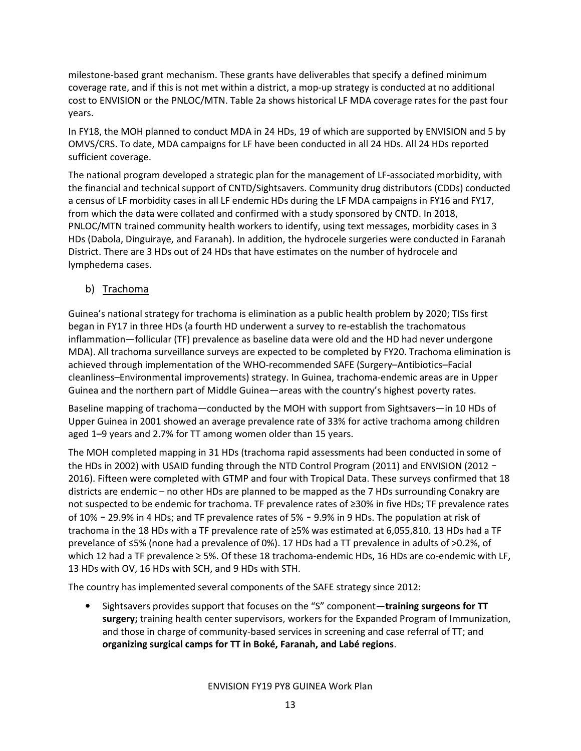milestone-based grant mechanism. These grants have deliverables that specify a defined minimum coverage rate, and if this is not met within a district, a mop-up strategy is conducted at no additional cost to ENVISION or the PNLOC/MTN. Table 2a shows historical LF MDA coverage rates for the past four years.

In FY18, the MOH planned to conduct MDA in 24 HDs, 19 of which are supported by ENVISION and 5 by OMVS/CRS. To date, MDA campaigns for LF have been conducted in all 24 HDs. All 24 HDs reported sufficient coverage.

The national program developed a strategic plan for the management of LF-associated morbidity, with the financial and technical support of CNTD/Sightsavers. Community drug distributors (CDDs) conducted a census of LF morbidity cases in all LF endemic HDs during the LF MDA campaigns in FY16 and FY17, from which the data were collated and confirmed with a study sponsored by CNTD. In 2018, PNLOC/MTN trained community health workers to identify, using text messages, morbidity cases in 3 HDs (Dabola, Dinguiraye, and Faranah). In addition, the hydrocele surgeries were conducted in Faranah District. There are 3 HDs out of 24 HDs that have estimates on the number of hydrocele and lymphedema cases.

### b) Trachoma

Guinea's national strategy for trachoma is elimination as a public health problem by 2020; TISs first began in FY17 in three HDs (a fourth HD underwent a survey to re-establish the trachomatous inflammation—follicular (TF) prevalence as baseline data were old and the HD had never undergone MDA). All trachoma surveillance surveys are expected to be completed by FY20. Trachoma elimination is achieved through implementation of the WHO-recommended SAFE (Surgery–Antibiotics–Facial cleanliness–Environmental improvements) strategy. In Guinea, trachoma-endemic areas are in Upper Guinea and the northern part of Middle Guinea—areas with the country's highest poverty rates.

Baseline mapping of trachoma—conducted by the MOH with support from Sightsavers—in 10 HDs of Upper Guinea in 2001 showed an average prevalence rate of 33% for active trachoma among children aged 1–9 years and 2.7% for TT among women older than 15 years.

The MOH completed mapping in 31 HDs (trachoma rapid assessments had been conducted in some of the HDs in 2002) with USAID funding through the NTD Control Program (2011) and ENVISION (2012 – 2016). Fifteen were completed with GTMP and four with Tropical Data. These surveys confirmed that 18 districts are endemic – no other HDs are planned to be mapped as the 7 HDs surrounding Conakry are not suspected to be endemic for trachoma. TF prevalence rates of ≥30% in five HDs; TF prevalence rates of 10% – 29.9% in 4 HDs; and TF prevalence rates of 5% – 9.9% in 9 HDs. The population at risk of trachoma in the 18 HDs with a TF prevalence rate of ≥5% was estimated at 6,055,810. 13 HDs had a TF prevelance of ≤5% (none had a prevalence of 0%). 17 HDs had a TT prevalence in adults of >0.2%, of which 12 had a TF prevalence ≥ 5%. Of these 18 trachoma-endemic HDs, 16 HDs are co-endemic with LF, 13 HDs with OV, 16 HDs with SCH, and 9 HDs with STH.

The country has implemented several components of the SAFE strategy since 2012:

- Sightsavers provides support that focuses on the "S" component—**training surgeons for TT surgery;** training health center supervisors, workers for the Expanded Program of Immunization, and those in charge of community-based services in screening and case referral of TT; and **organizing surgical camps for TT in Boké, Faranah, and Labé regions**.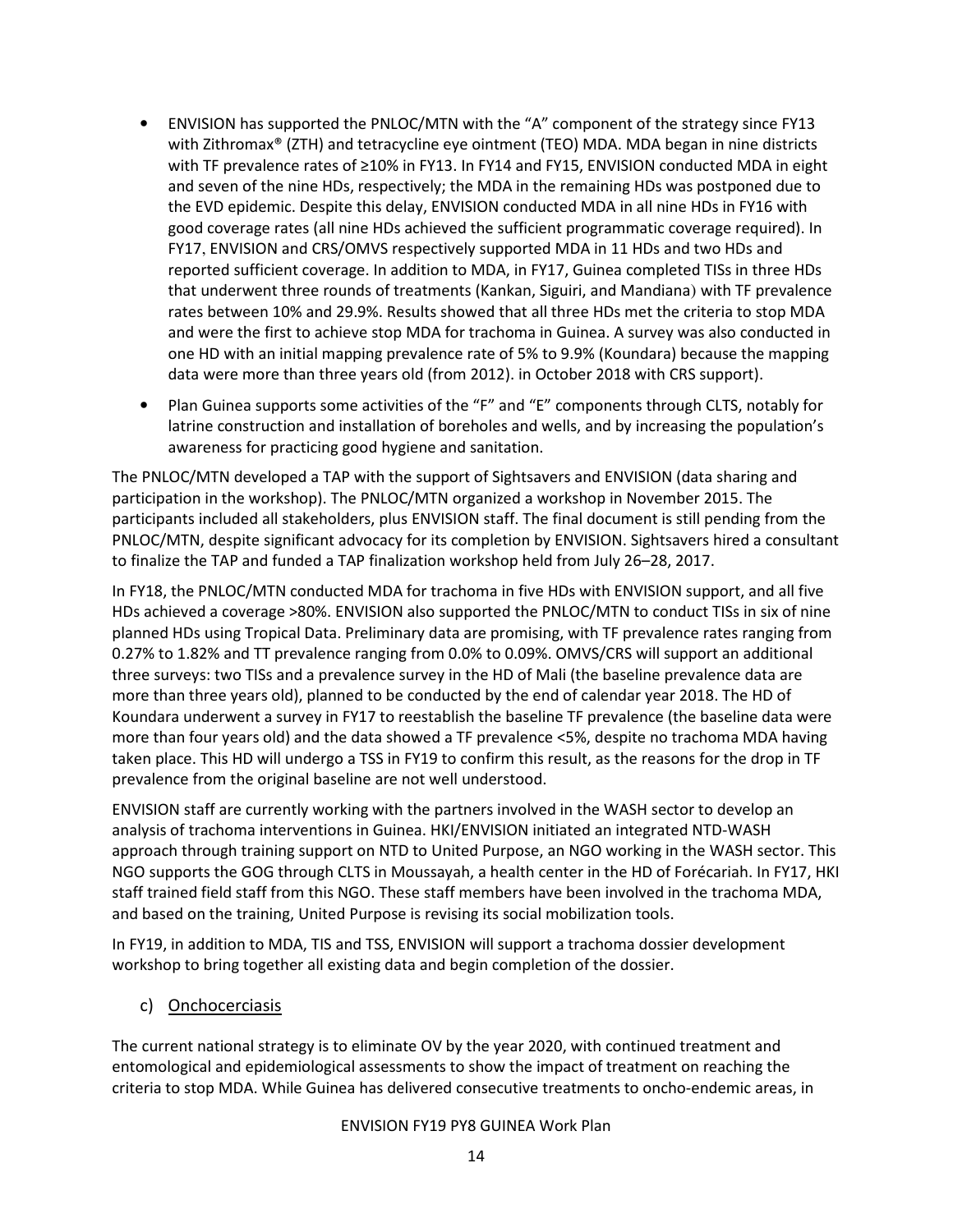- ENVISION has supported the PNLOC/MTN with the "A" component of the strategy since FY13 with Zithromax® (ZTH) and tetracycline eye ointment (TEO) MDA. MDA began in nine districts with TF prevalence rates of ≥10% in FY13. In FY14 and FY15, ENVISION conducted MDA in eight and seven of the nine HDs, respectively; the MDA in the remaining HDs was postponed due to the EVD epidemic. Despite this delay, ENVISION conducted MDA in all nine HDs in FY16 with good coverage rates (all nine HDs achieved the sufficient programmatic coverage required). In FY17, ENVISION and CRS/OMVS respectively supported MDA in 11 HDs and two HDs and reported sufficient coverage. In addition to MDA, in FY17, Guinea completed TISs in three HDs that underwent three rounds of treatments (Kankan, Siguiri, and Mandiana) with TF prevalence rates between 10% and 29.9%. Results showed that all three HDs met the criteria to stop MDA and were the first to achieve stop MDA for trachoma in Guinea. A survey was also conducted in one HD with an initial mapping prevalence rate of 5% to 9.9% (Koundara) because the mapping data were more than three years old (from 2012). in October 2018 with CRS support).
- Plan Guinea supports some activities of the "F" and "E" components through CLTS, notably for latrine construction and installation of boreholes and wells, and by increasing the population's awareness for practicing good hygiene and sanitation.

The PNLOC/MTN developed a TAP with the support of Sightsavers and ENVISION (data sharing and participation in the workshop). The PNLOC/MTN organized a workshop in November 2015. The participants included all stakeholders, plus ENVISION staff. The final document is still pending from the PNLOC/MTN, despite significant advocacy for its completion by ENVISION. Sightsavers hired a consultant to finalize the TAP and funded a TAP finalization workshop held from July 26–28, 2017.

In FY18, the PNLOC/MTN conducted MDA for trachoma in five HDs with ENVISION support, and all five HDs achieved a coverage >80%. ENVISION also supported the PNLOC/MTN to conduct TISs in six of nine planned HDs using Tropical Data. Preliminary data are promising, with TF prevalence rates ranging from 0.27% to 1.82% and TT prevalence ranging from 0.0% to 0.09%. OMVS/CRS will support an additional three surveys: two TISs and a prevalence survey in the HD of Mali (the baseline prevalence data are more than three years old), planned to be conducted by the end of calendar year 2018. The HD of Koundara underwent a survey in FY17 to reestablish the baseline TF prevalence (the baseline data were more than four years old) and the data showed a TF prevalence <5%, despite no trachoma MDA having taken place. This HD will undergo a TSS in FY19 to confirm this result, as the reasons for the drop in TF prevalence from the original baseline are not well understood.

ENVISION staff are currently working with the partners involved in the WASH sector to develop an analysis of trachoma interventions in Guinea. HKI/ENVISION initiated an integrated NTD-WASH approach through training support on NTD to United Purpose, an NGO working in the WASH sector. This NGO supports the GOG through CLTS in Moussayah, a health center in the HD of Forécariah. In FY17, HKI staff trained field staff from this NGO. These staff members have been involved in the trachoma MDA, and based on the training, United Purpose is revising its social mobilization tools.

In FY19, in addition to MDA, TIS and TSS, ENVISION will support a trachoma dossier development workshop to bring together all existing data and begin completion of the dossier.

### c) Onchocerciasis

The current national strategy is to eliminate OV by the year 2020, with continued treatment and entomological and epidemiological assessments to show the impact of treatment on reaching the criteria to stop MDA. While Guinea has delivered consecutive treatments to oncho-endemic areas, in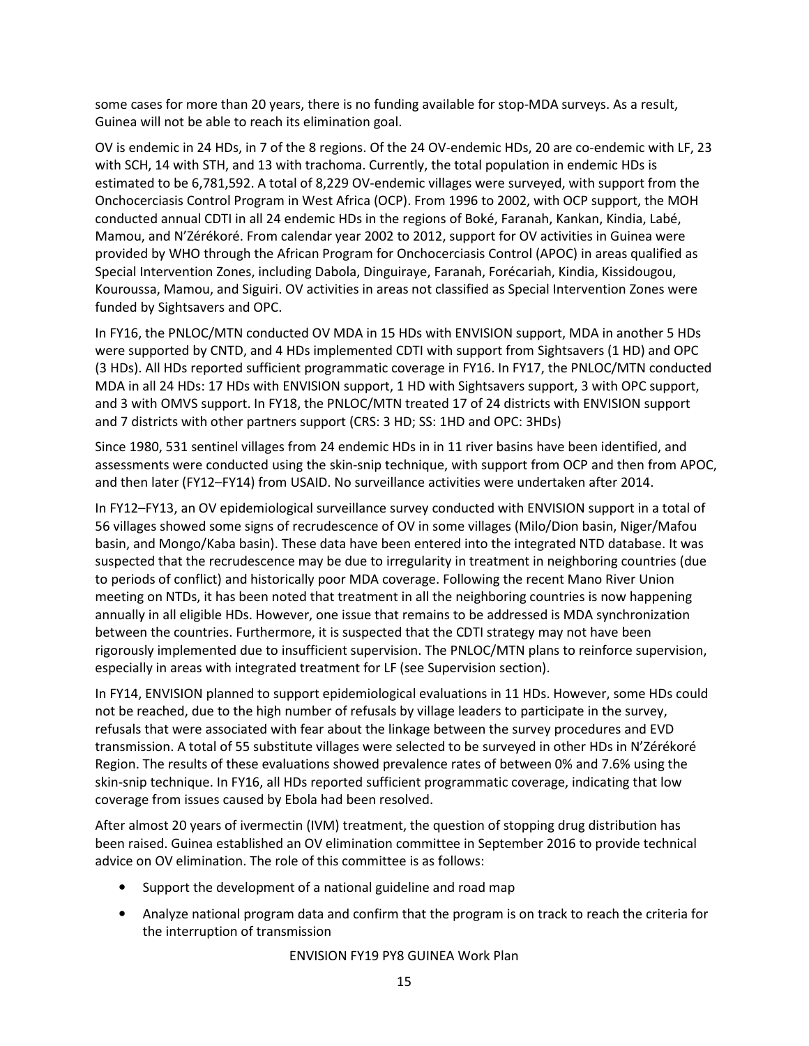some cases for more than 20 years, there is no funding available for stop-MDA surveys. As a result, Guinea will not be able to reach its elimination goal.

OV is endemic in 24 HDs, in 7 of the 8 regions. Of the 24 OV-endemic HDs, 20 are co-endemic with LF, 23 with SCH, 14 with STH, and 13 with trachoma. Currently, the total population in endemic HDs is estimated to be 6,781,592. A total of 8,229 OV-endemic villages were surveyed, with support from the Onchocerciasis Control Program in West Africa (OCP). From 1996 to 2002, with OCP support, the MOH conducted annual CDTI in all 24 endemic HDs in the regions of Boké, Faranah, Kankan, Kindia, Labé, Mamou, and N'Zérékoré. From calendar year 2002 to 2012, support for OV activities in Guinea were provided by WHO through the African Program for Onchocerciasis Control (APOC) in areas qualified as Special Intervention Zones, including Dabola, Dinguiraye, Faranah, Forécariah, Kindia, Kissidougou, Kouroussa, Mamou, and Siguiri. OV activities in areas not classified as Special Intervention Zones were funded by Sightsavers and OPC.

In FY16, the PNLOC/MTN conducted OV MDA in 15 HDs with ENVISION support, MDA in another 5 HDs were supported by CNTD, and 4 HDs implemented CDTI with support from Sightsavers (1 HD) and OPC (3 HDs). All HDs reported sufficient programmatic coverage in FY16. In FY17, the PNLOC/MTN conducted MDA in all 24 HDs: 17 HDs with ENVISION support, 1 HD with Sightsavers support, 3 with OPC support, and 3 with OMVS support. In FY18, the PNLOC/MTN treated 17 of 24 districts with ENVISION support and 7 districts with other partners support (CRS: 3 HD; SS: 1HD and OPC: 3HDs)

Since 1980, 531 sentinel villages from 24 endemic HDs in in 11 river basins have been identified, and assessments were conducted using the skin-snip technique, with support from OCP and then from APOC, and then later (FY12–FY14) from USAID. No surveillance activities were undertaken after 2014.

In FY12–FY13, an OV epidemiological surveillance survey conducted with ENVISION support in a total of 56 villages showed some signs of recrudescence of OV in some villages (Milo/Dion basin, Niger/Mafou basin, and Mongo/Kaba basin). These data have been entered into the integrated NTD database. It was suspected that the recrudescence may be due to irregularity in treatment in neighboring countries (due to periods of conflict) and historically poor MDA coverage. Following the recent Mano River Union meeting on NTDs, it has been noted that treatment in all the neighboring countries is now happening annually in all eligible HDs. However, one issue that remains to be addressed is MDA synchronization between the countries. Furthermore, it is suspected that the CDTI strategy may not have been rigorously implemented due to insufficient supervision. The PNLOC/MTN plans to reinforce supervision, especially in areas with integrated treatment for LF (see Supervision section).

In FY14, ENVISION planned to support epidemiological evaluations in 11 HDs. However, some HDs could not be reached, due to the high number of refusals by village leaders to participate in the survey, refusals that were associated with fear about the linkage between the survey procedures and EVD transmission. A total of 55 substitute villages were selected to be surveyed in other HDs in N'Zérékoré Region. The results of these evaluations showed prevalence rates of between 0% and 7.6% using the skin-snip technique. In FY16, all HDs reported sufficient programmatic coverage, indicating that low coverage from issues caused by Ebola had been resolved.

After almost 20 years of ivermectin (IVM) treatment, the question of stopping drug distribution has been raised. Guinea established an OV elimination committee in September 2016 to provide technical advice on OV elimination. The role of this committee is as follows:

- Support the development of a national guideline and road map
- Analyze national program data and confirm that the program is on track to reach the criteria for the interruption of transmission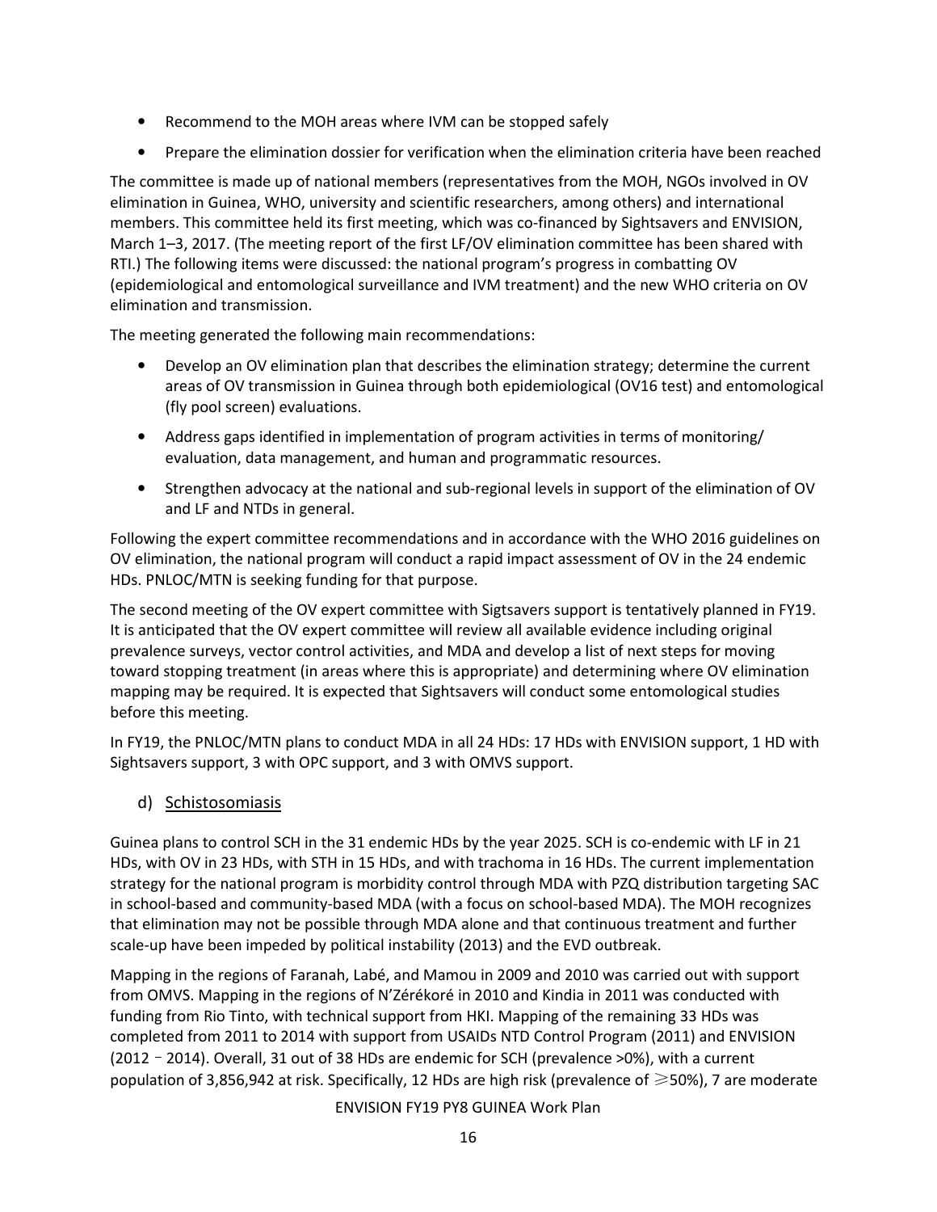- Recommend to the MOH areas where IVM can be stopped safely
- Prepare the elimination dossier for verification when the elimination criteria have been reached

The committee is made up of national members (representatives from the MOH, NGOs involved in OV elimination in Guinea, WHO, university and scientific researchers, among others) and international members. This committee held its first meeting, which was co-financed by Sightsavers and ENVISION, March 1–3, 2017. (The meeting report of the first LF/OV elimination committee has been shared with RTI.) The following items were discussed: the national program's progress in combatting OV (epidemiological and entomological surveillance and IVM treatment) and the new WHO criteria on OV elimination and transmission.

The meeting generated the following main recommendations:

- Develop an OV elimination plan that describes the elimination strategy; determine the current areas of OV transmission in Guinea through both epidemiological (OV16 test) and entomological (fly pool screen) evaluations.
- Address gaps identified in implementation of program activities in terms of monitoring/ evaluation, data management, and human and programmatic resources.
- Strengthen advocacy at the national and sub-regional levels in support of the elimination of OV and LF and NTDs in general.

Following the expert committee recommendations and in accordance with the WHO 2016 guidelines on OV elimination, the national program will conduct a rapid impact assessment of OV in the 24 endemic HDs. PNLOC/MTN is seeking funding for that purpose.

The second meeting of the OV expert committee with Sigtsavers support is tentatively planned in FY19. It is anticipated that the OV expert committee will review all available evidence including original prevalence surveys, vector control activities, and MDA and develop a list of next steps for moving toward stopping treatment (in areas where this is appropriate) and determining where OV elimination mapping may be required. It is expected that Sightsavers will conduct some entomological studies before this meeting.

In FY19, the PNLOC/MTN plans to conduct MDA in all 24 HDs: 17 HDs with ENVISION support, 1 HD with Sightsavers support, 3 with OPC support, and 3 with OMVS support.

### d) Schistosomiasis

Guinea plans to control SCH in the 31 endemic HDs by the year 2025. SCH is co-endemic with LF in 21 HDs, with OV in 23 HDs, with STH in 15 HDs, and with trachoma in 16 HDs. The current implementation strategy for the national program is morbidity control through MDA with PZQ distribution targeting SAC in school-based and community-based MDA (with a focus on school-based MDA). The MOH recognizes that elimination may not be possible through MDA alone and that continuous treatment and further scale-up have been impeded by political instability (2013) and the EVD outbreak.

Mapping in the regions of Faranah, Labé, and Mamou in 2009 and 2010 was carried out with support from OMVS. Mapping in the regions of N'Zérékoré in 2010 and Kindia in 2011 was conducted with funding from Rio Tinto, with technical support from HKI. Mapping of the remaining 33 HDs was completed from 2011 to 2014 with support from USAIDs NTD Control Program (2011) and ENVISION (2012 – 2014). Overall, 31 out of 38 HDs are endemic for SCH (prevalence >0%), with a current population of 3,856,942 at risk. Specifically, 12 HDs are high risk (prevalence of ≥50%), 7 are moderate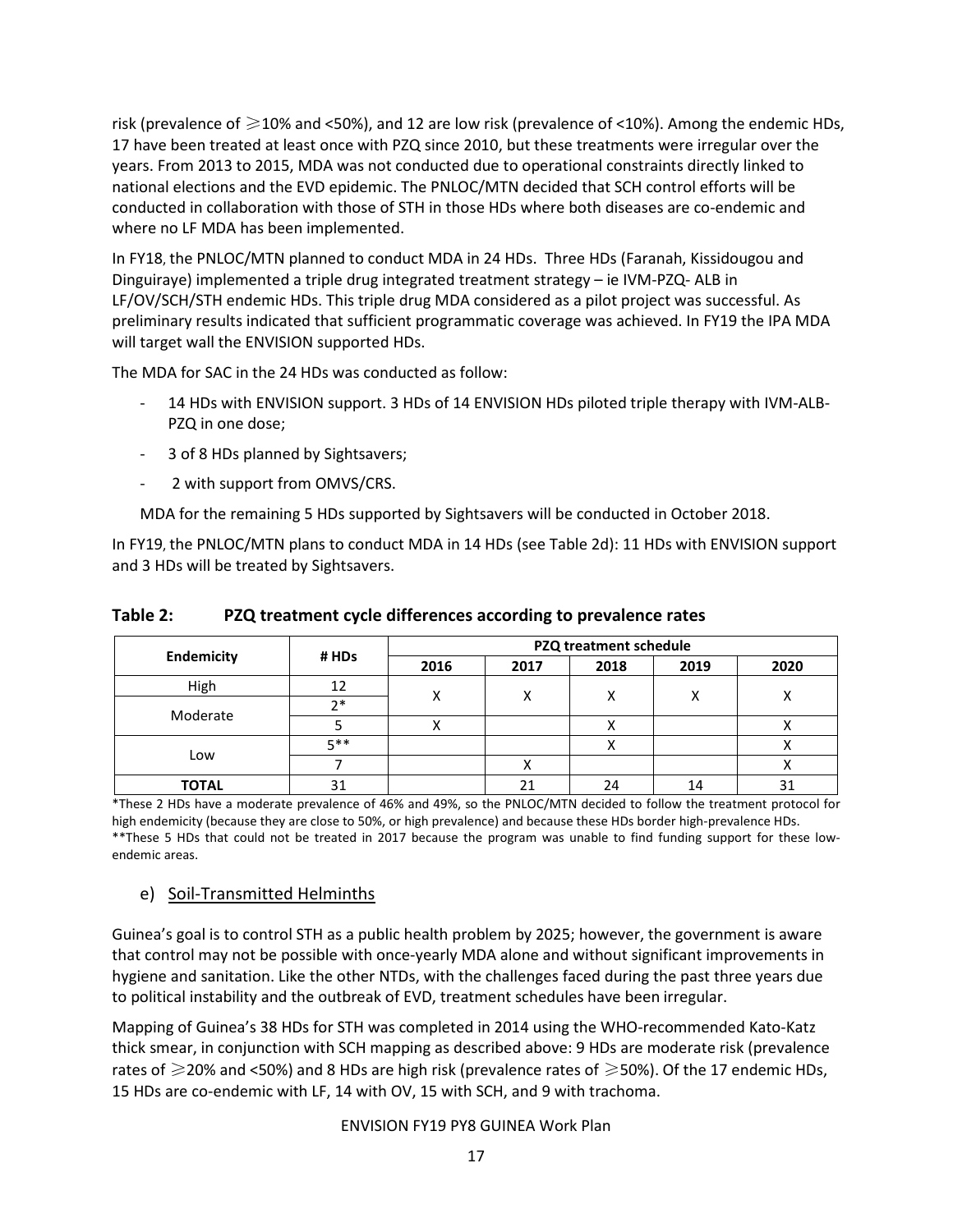risk (prevalence of ≥10% and <50%), and 12 are low risk (prevalence of <10%). Among the endemic HDs, 17 have been treated at least once with PZQ since 2010, but these treatments were irregular over the years. From 2013 to 2015, MDA was not conducted due to operational constraints directly linked to national elections and the EVD epidemic. The PNLOC/MTN decided that SCH control efforts will be conducted in collaboration with those of STH in those HDs where both diseases are co-endemic and where no LF MDA has been implemented.

In FY18, the PNLOC/MTN planned to conduct MDA in 24 HDs. Three HDs (Faranah, Kissidougou and Dinguiraye) implemented a triple drug integrated treatment strategy – ie IVM-PZQ- ALB in LF/OV/SCH/STH endemic HDs. This triple drug MDA considered as a pilot project was successful. As preliminary results indicated that sufficient programmatic coverage was achieved. In FY19 the IPA MDA will target wall the ENVISION supported HDs.

The MDA for SAC in the 24 HDs was conducted as follow:

- 14 HDs with ENVISION support. 3 HDs of 14 ENVISION HDs piloted triple therapy with IVM-ALB-PZQ in one dose;
- 3 of 8 HDs planned by Sightsavers;
- 2 with support from OMVS/CRS.

MDA for the remaining 5 HDs supported by Sightsavers will be conducted in October 2018.

In FY19, the PNLOC/MTN plans to conduct MDA in 14 HDs (see Table 2d): 11 HDs with ENVISION support and 3 HDs will be treated by Sightsavers.

**Table 2: PZQ treatment cycle differences according to prevalence rates**

| Endemicity | # HDs | PZQ treatment schedule | | | | |
|---|---|---|---|---|---|---|
| | | 2016 | 2017 | 2018 | 2019 | 2020 |
| High | 12 | X | X | X | X | X |
| Moderate | 2* | X | X | X | X | X |
| | 5 | X | | X | | X |
| Low | 5** | | | X | | X |
| | 7 | | X | | | X |
| **TOTAL** | 31 | | 21 | 24 | 14 | 31 |

*These 2 HDs have a moderate prevalence of 46% and 49%, so the PNLOC/MTN decided to follow the treatment protocol for high endemicity (because they are close to 50%, or high prevalence) and because these HDs border high-prevalence HDs.
**These 5 HDs that could not be treated in 2017 because the program was unable to find funding support for these low-endemic areas.

## e) Soil-Transmitted Helminths

Guinea's goal is to control STH as a public health problem by 2025; however, the government is aware that control may not be possible with once-yearly MDA alone and without significant improvements in hygiene and sanitation. Like the other NTDs, with the challenges faced during the past three years due to political instability and the outbreak of EVD, treatment schedules have been irregular.

Mapping of Guinea's 38 HDs for STH was completed in 2014 using the WHO-recommended Kato-Katz thick smear, in conjunction with SCH mapping as described above: 9 HDs are moderate risk (prevalence rates of ≥20% and <50%) and 8 HDs are high risk (prevalence rates of ≥50%). Of the 17 endemic HDs, 15 HDs are co-endemic with LF, 14 with OV, 15 with SCH, and 9 with trachoma.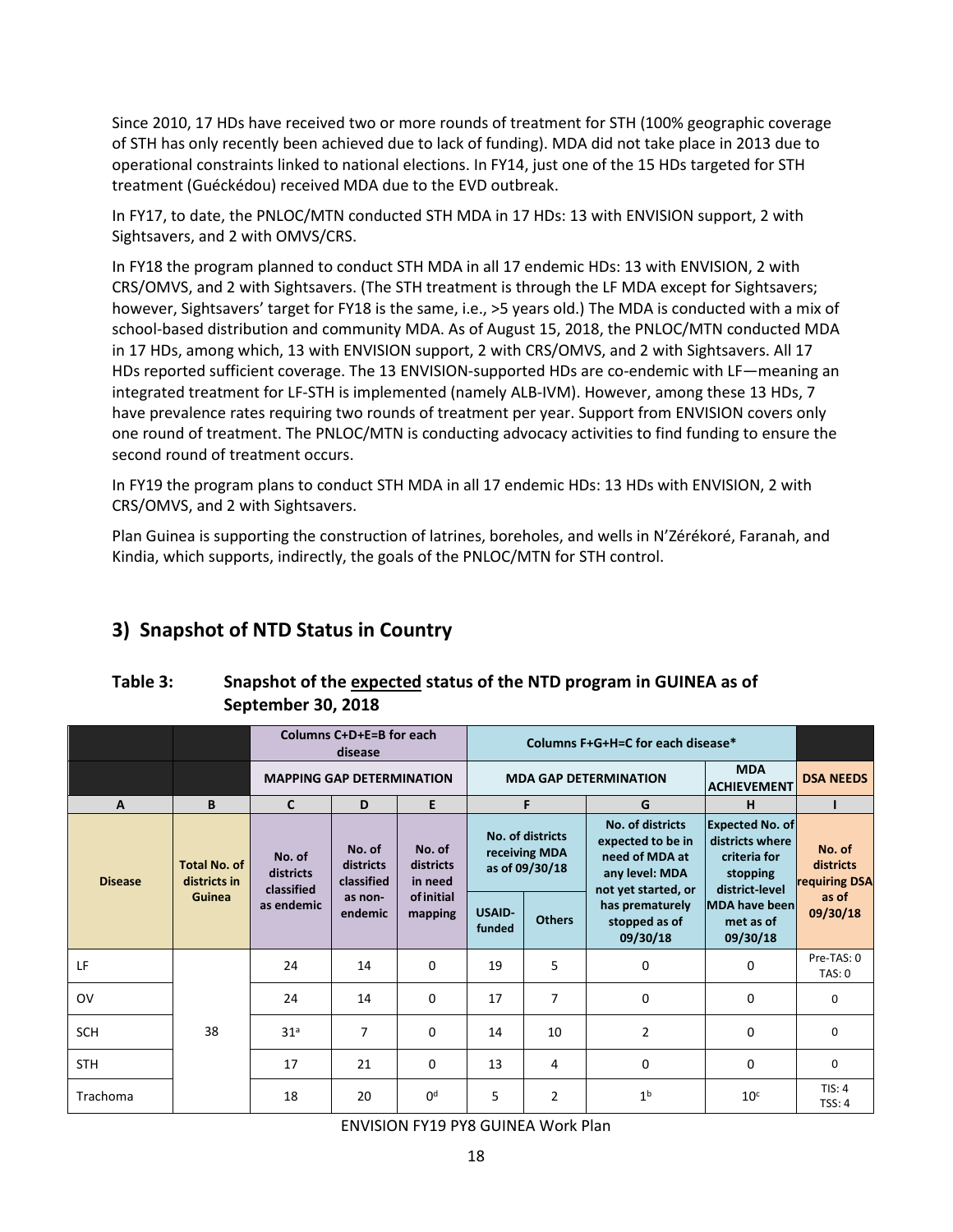Since 2010, 17 HDs have received two or more rounds of treatment for STH (100% geographic coverage of STH has only recently been achieved due to lack of funding). MDA did not take place in 2013 due to operational constraints linked to national elections. In FY14, just one of the 15 HDs targeted for STH treatment (Guéckédou) received MDA due to the EVD outbreak.

In FY17, to date, the PNLOC/MTN conducted STH MDA in 17 HDs: 13 with ENVISION support, 2 with Sightsavers, and 2 with OMVS/CRS.

In FY18 the program planned to conduct STH MDA in all 17 endemic HDs: 13 with ENVISION, 2 with CRS/OMVS, and 2 with Sightsavers. (The STH treatment is through the LF MDA except for Sightsavers; however, Sightsavers' target for FY18 is the same, i.e., >5 years old.) The MDA is conducted with a mix of school-based distribution and community MDA. As of August 15, 2018, the PNLOC/MTN conducted MDA in 17 HDs, among which, 13 with ENVISION support, 2 with CRS/OMVS, and 2 with Sightsavers. All 17 HDs reported sufficient coverage. The 13 ENVISION-supported HDs are co-endemic with LF—meaning an integrated treatment for LF-STH is implemented (namely ALB-IVM). However, among these 13 HDs, 7 have prevalence rates requiring two rounds of treatment per year. Support from ENVISION covers only one round of treatment. The PNLOC/MTN is conducting advocacy activities to find funding to ensure the second round of treatment occurs.

In FY19 the program plans to conduct STH MDA in all 17 endemic HDs: 13 HDs with ENVISION, 2 with CRS/OMVS, and 2 with Sightsavers.

Plan Guinea is supporting the construction of latrines, boreholes, and wells in N'Zérékoré, Faranah, and Kindia, which supports, indirectly, the goals of the PNLOC/MTN for STH control.

## 3) Snapshot of NTD Status in Country

**Table 3: Snapshot of the expected status of the NTD program in GUINEA as of September 30, 2018**

| | | Columns C+D+E=B for each disease | | | Columns F+G+H=C for each disease* | | | | |
|---|---|---|---|---|---|---|---|---|---|
| | | MAPPING GAP DETERMINATION | | | MDA GAP DETERMINATION | | | MDA ACHIEVEMENT | DSA NEEDS |
| A | B | C | D | E | F | | G | H | I |
| Disease | Total No. of districts in Guinea | No. of districts classified as endemic | No. of districts classified as non-endemic | No. of districts in need of initial mapping | No. of districts receiving MDA as of 09/30/18 | | No. of districts expected to be in need of MDA at any level: MDA not yet started, or has prematurely stopped as of 09/30/18 | Expected No. of districts where criteria for stopping district-level MDA have been met as of 09/30/18 | No. of districts requiring DSA as of 09/30/18 |
| | | | | | USAID-funded | Others | | | |
| LF | 38 | 24 | 14 | 0 | 19 | 5 | 0 | 0 | Pre-TAS: 0 TAS: 0 |
| OV | | 24 | 14 | 0 | 17 | 7 | 0 | 0 | 0 |
| SCH | | 31[a] | 7 | 0 | 14 | 10 | 2 | 0 | 0 |
| STH | | 17 | 21 | 0 | 13 | 4 | 0 | 0 | 0 |
| Trachoma | | 18 | 20 | 0[d] | 5 | 2 | 1[b] | 10[c] | TIS: 4 TSS: 4 |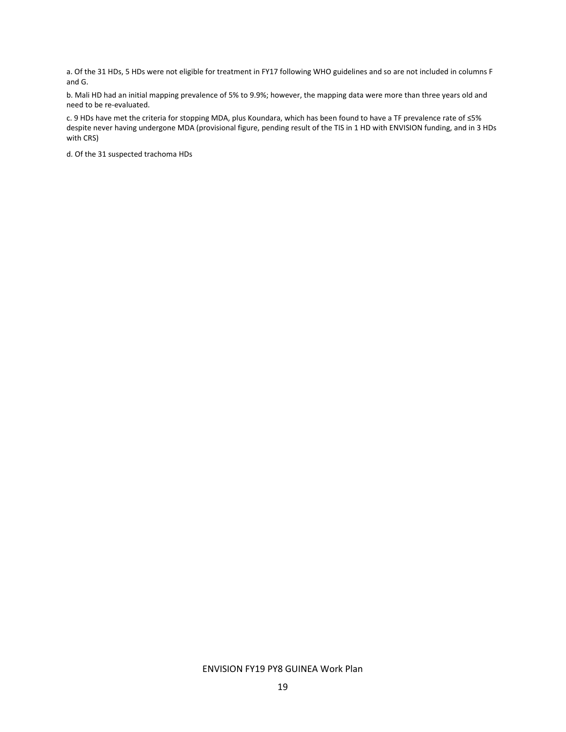a. Of the 31 HDs, 5 HDs were not eligible for treatment in FY17 following WHO guidelines and so are not included in columns F and G.

b. Mali HD had an initial mapping prevalence of 5% to 9.9%; however, the mapping data were more than three years old and need to be re-evaluated.

c. 9 HDs have met the criteria for stopping MDA, plus Koundara, which has been found to have a TF prevalence rate of ≤5% despite never having undergone MDA (provisional figure, pending result of the TIS in 1 HD with ENVISION funding, and in 3 HDs with CRS)

d. Of the 31 suspected trachoma HDs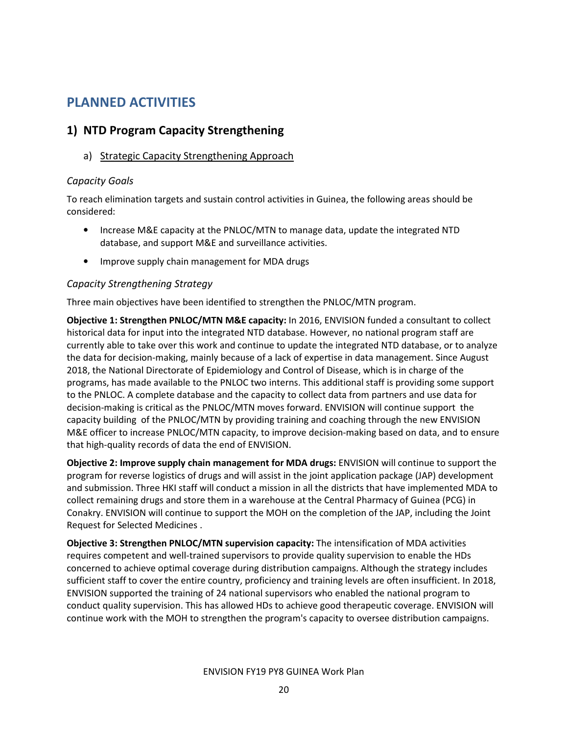# PLANNED ACTIVITIES

## 1) NTD Program Capacity Strengthening

### a) Strategic Capacity Strengthening Approach

*Capacity Goals*

To reach elimination targets and sustain control activities in Guinea, the following areas should be considered:

- Increase M&E capacity at the PNLOC/MTN to manage data, update the integrated NTD database, and support M&E and surveillance activities.
- Improve supply chain management for MDA drugs

*Capacity Strengthening Strategy*

Three main objectives have been identified to strengthen the PNLOC/MTN program.

**Objective 1: Strengthen PNLOC/MTN M&E capacity:** In 2016, ENVISION funded a consultant to collect historical data for input into the integrated NTD database. However, no national program staff are currently able to take over this work and continue to update the integrated NTD database, or to analyze the data for decision-making, mainly because of a lack of expertise in data management. Since August 2018, the National Directorate of Epidemiology and Control of Disease, which is in charge of the programs, has made available to the PNLOC two interns. This additional staff is providing some support to the PNLOC. A complete database and the capacity to collect data from partners and use data for decision-making is critical as the PNLOC/MTN moves forward. ENVISION will continue support the capacity building of the PNLOC/MTN by providing training and coaching through the new ENVISION M&E officer to increase PNLOC/MTN capacity, to improve decision-making based on data, and to ensure that high-quality records of data the end of ENVISION.

**Objective 2: Improve supply chain management for MDA drugs:** ENVISION will continue to support the program for reverse logistics of drugs and will assist in the joint application package (JAP) development and submission. Three HKI staff will conduct a mission in all the districts that have implemented MDA to collect remaining drugs and store them in a warehouse at the Central Pharmacy of Guinea (PCG) in Conakry. ENVISION will continue to support the MOH on the completion of the JAP, including the Joint Request for Selected Medicines .

**Objective 3: Strengthen PNLOC/MTN supervision capacity:** The intensification of MDA activities requires competent and well-trained supervisors to provide quality supervision to enable the HDs concerned to achieve optimal coverage during distribution campaigns. Although the strategy includes sufficient staff to cover the entire country, proficiency and training levels are often insufficient. In 2018, ENVISION supported the training of 24 national supervisors who enabled the national program to conduct quality supervision. This has allowed HDs to achieve good therapeutic coverage. ENVISION will continue work with the MOH to strengthen the program's capacity to oversee distribution campaigns.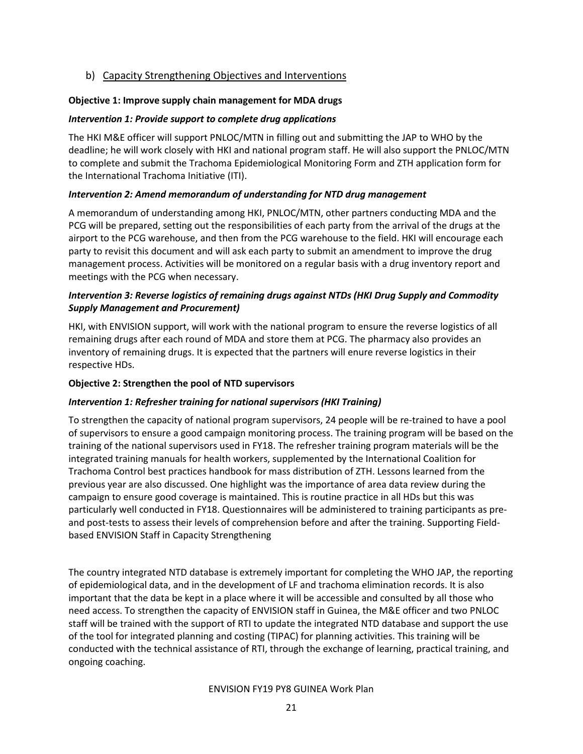## b) Capacity Strengthening Objectives and Interventions

**Objective 1: Improve supply chain management for MDA drugs**

***Intervention 1: Provide support to complete drug applications***

The HKI M&E officer will support PNLOC/MTN in filling out and submitting the JAP to WHO by the deadline; he will work closely with HKI and national program staff. He will also support the PNLOC/MTN to complete and submit the Trachoma Epidemiological Monitoring Form and ZTH application form for the International Trachoma Initiative (ITI).

***Intervention 2: Amend memorandum of understanding for NTD drug management***

A memorandum of understanding among HKI, PNLOC/MTN, other partners conducting MDA and the PCG will be prepared, setting out the responsibilities of each party from the arrival of the drugs at the airport to the PCG warehouse, and then from the PCG warehouse to the field. HKI will encourage each party to revisit this document and will ask each party to submit an amendment to improve the drug management process. Activities will be monitored on a regular basis with a drug inventory report and meetings with the PCG when necessary.

***Intervention 3: Reverse logistics of remaining drugs against NTDs (HKI Drug Supply and Commodity Supply Management and Procurement)***

HKI, with ENVISION support, will work with the national program to ensure the reverse logistics of all remaining drugs after each round of MDA and store them at PCG. The pharmacy also provides an inventory of remaining drugs. It is expected that the partners will enure reverse logistics in their respective HDs.

**Objective 2: Strengthen the pool of NTD supervisors**

***Intervention 1: Refresher training for national supervisors (HKI Training)***

To strengthen the capacity of national program supervisors, 24 people will be re-trained to have a pool of supervisors to ensure a good campaign monitoring process. The training program will be based on the training of the national supervisors used in FY18. The refresher training program materials will be the integrated training manuals for health workers, supplemented by the International Coalition for Trachoma Control best practices handbook for mass distribution of ZTH. Lessons learned from the previous year are also discussed. One highlight was the importance of area data review during the campaign to ensure good coverage is maintained. This is routine practice in all HDs but this was particularly well conducted in FY18. Questionnaires will be administered to training participants as pre- and post-tests to assess their levels of comprehension before and after the training. Supporting Field-based ENVISION Staff in Capacity Strengthening

The country integrated NTD database is extremely important for completing the WHO JAP, the reporting of epidemiological data, and in the development of LF and trachoma elimination records. It is also important that the data be kept in a place where it will be accessible and consulted by all those who need access. To strengthen the capacity of ENVISION staff in Guinea, the M&E officer and two PNLOC staff will be trained with the support of RTI to update the integrated NTD database and support the use of the tool for integrated planning and costing (TIPAC) for planning activities. This training will be conducted with the technical assistance of RTI, through the exchange of learning, practical training, and ongoing coaching.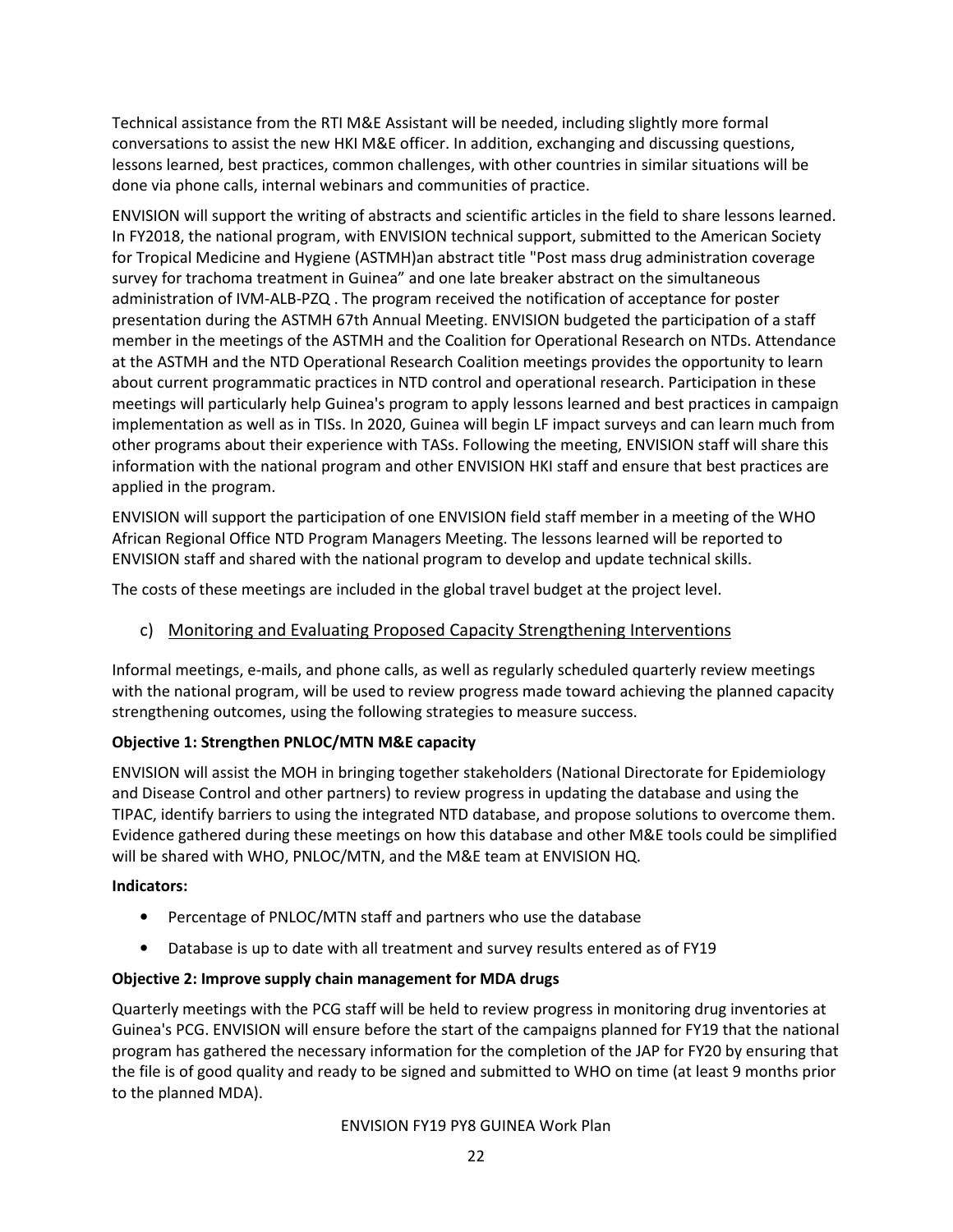Technical assistance from the RTI M&E Assistant will be needed, including slightly more formal conversations to assist the new HKI M&E officer. In addition, exchanging and discussing questions, lessons learned, best practices, common challenges, with other countries in similar situations will be done via phone calls, internal webinars and communities of practice.

ENVISION will support the writing of abstracts and scientific articles in the field to share lessons learned. In FY2018, the national program, with ENVISION technical support, submitted to the American Society for Tropical Medicine and Hygiene (ASTMH)an abstract title "Post mass drug administration coverage survey for trachoma treatment in Guinea" and one late breaker abstract on the simultaneous administration of IVM-ALB-PZQ . The program received the notification of acceptance for poster presentation during the ASTMH 67th Annual Meeting. ENVISION budgeted the participation of a staff member in the meetings of the ASTMH and the Coalition for Operational Research on NTDs. Attendance at the ASTMH and the NTD Operational Research Coalition meetings provides the opportunity to learn about current programmatic practices in NTD control and operational research. Participation in these meetings will particularly help Guinea's program to apply lessons learned and best practices in campaign implementation as well as in TISs. In 2020, Guinea will begin LF impact surveys and can learn much from other programs about their experience with TASs. Following the meeting, ENVISION staff will share this information with the national program and other ENVISION HKI staff and ensure that best practices are applied in the program.

ENVISION will support the participation of one ENVISION field staff member in a meeting of the WHO African Regional Office NTD Program Managers Meeting. The lessons learned will be reported to ENVISION staff and shared with the national program to develop and update technical skills.

The costs of these meetings are included in the global travel budget at the project level.

### c) Monitoring and Evaluating Proposed Capacity Strengthening Interventions

Informal meetings, e-mails, and phone calls, as well as regularly scheduled quarterly review meetings with the national program, will be used to review progress made toward achieving the planned capacity strengthening outcomes, using the following strategies to measure success.

**Objective 1: Strengthen PNLOC/MTN M&E capacity**

ENVISION will assist the MOH in bringing together stakeholders (National Directorate for Epidemiology and Disease Control and other partners) to review progress in updating the database and using the TIPAC, identify barriers to using the integrated NTD database, and propose solutions to overcome them. Evidence gathered during these meetings on how this database and other M&E tools could be simplified will be shared with WHO, PNLOC/MTN, and the M&E team at ENVISION HQ.

**Indicators:**

- Percentage of PNLOC/MTN staff and partners who use the database
- Database is up to date with all treatment and survey results entered as of FY19

**Objective 2: Improve supply chain management for MDA drugs**

Quarterly meetings with the PCG staff will be held to review progress in monitoring drug inventories at Guinea's PCG. ENVISION will ensure before the start of the campaigns planned for FY19 that the national program has gathered the necessary information for the completion of the JAP for FY20 by ensuring that the file is of good quality and ready to be signed and submitted to WHO on time (at least 9 months prior to the planned MDA).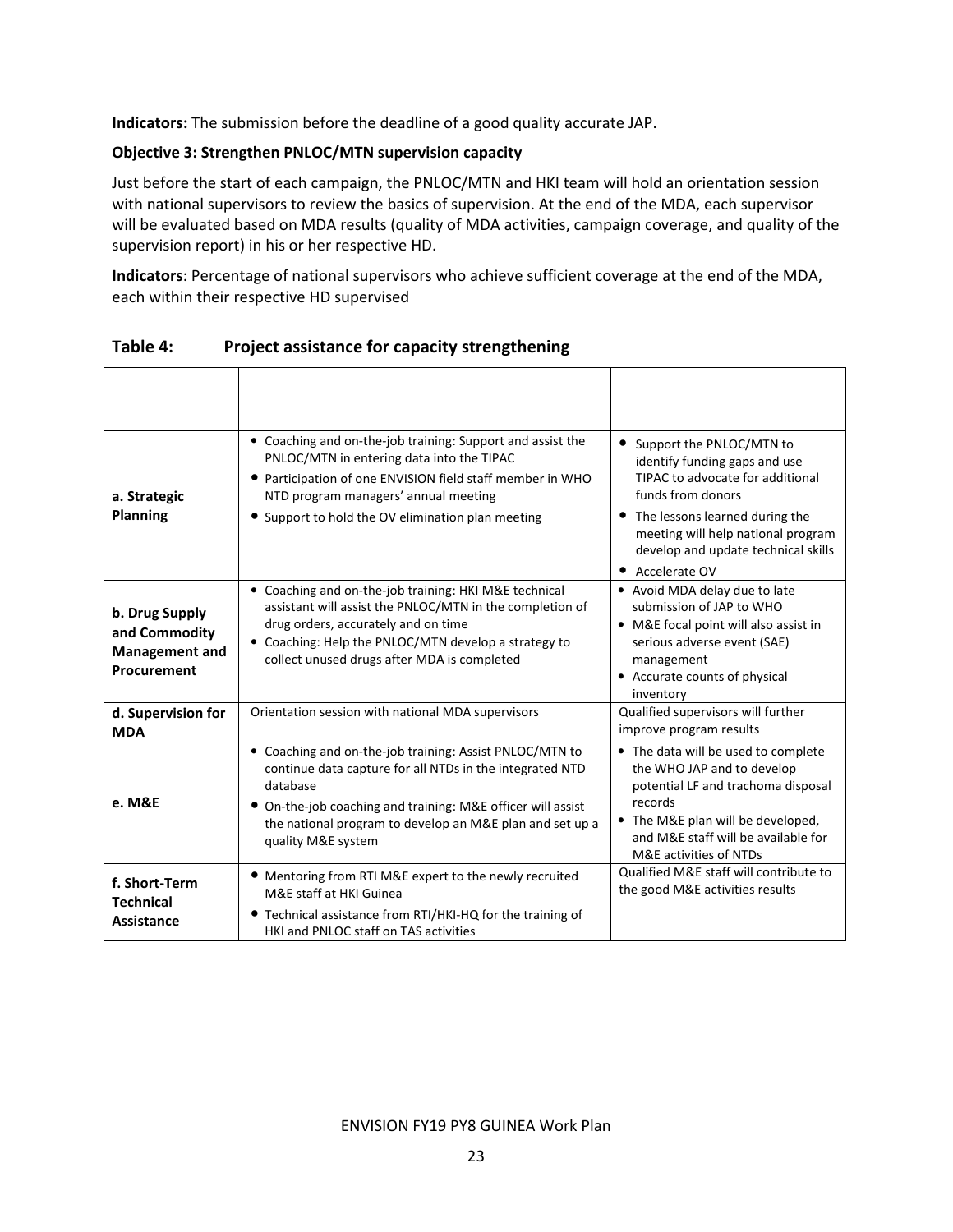**Indicators:** The submission before the deadline of a good quality accurate JAP.

**Objective 3: Strengthen PNLOC/MTN supervision capacity**

Just before the start of each campaign, the PNLOC/MTN and HKI team will hold an orientation session with national supervisors to review the basics of supervision. At the end of the MDA, each supervisor will be evaluated based on MDA results (quality of MDA activities, campaign coverage, and quality of the supervision report) in his or her respective HD.

**Indicators**: Percentage of national supervisors who achieve sufficient coverage at the end of the MDA, each within their respective HD supervised

**Table 4: Project assistance for capacity strengthening**

| | | |
|---|---|---|
| **a. Strategic Planning** | • Coaching and on-the-job training: Support and assist the PNLOC/MTN in entering data into the TIPAC<br>• Participation of one ENVISION field staff member in WHO NTD program managers' annual meeting<br>• Support to hold the OV elimination plan meeting | • Support the PNLOC/MTN to identify funding gaps and use TIPAC to advocate for additional funds from donors<br>• The lessons learned during the meeting will help national program develop and update technical skills<br>• Accelerate OV |
| **b. Drug Supply and Commodity Management and Procurement** | • Coaching and on-the-job training: HKI M&E technical assistant will assist the PNLOC/MTN in the completion of drug orders, accurately and on time<br>• Coaching: Help the PNLOC/MTN develop a strategy to collect unused drugs after MDA is completed | • Avoid MDA delay due to late submission of JAP to WHO<br>• M&E focal point will also assist in serious adverse event (SAE) management<br>• Accurate counts of physical inventory |
| **d. Supervision for MDA** | Orientation session with national MDA supervisors | Qualified supervisors will further improve program results |
| **e. M&E** | • Coaching and on-the-job training: Assist PNLOC/MTN to continue data capture for all NTDs in the integrated NTD database<br>• On-the-job coaching and training: M&E officer will assist the national program to develop an M&E plan and set up a quality M&E system | • The data will be used to complete the WHO JAP and to develop potential LF and trachoma disposal records<br>• The M&E plan will be developed, and M&E staff will be available for M&E activities of NTDs |
| **f. Short-Term Technical Assistance** | • Mentoring from RTI M&E expert to the newly recruited M&E staff at HKI Guinea<br>• Technical assistance from RTI/HKI-HQ for the training of HKI and PNLOC staff on TAS activities | Qualified M&E staff will contribute to the good M&E activities results |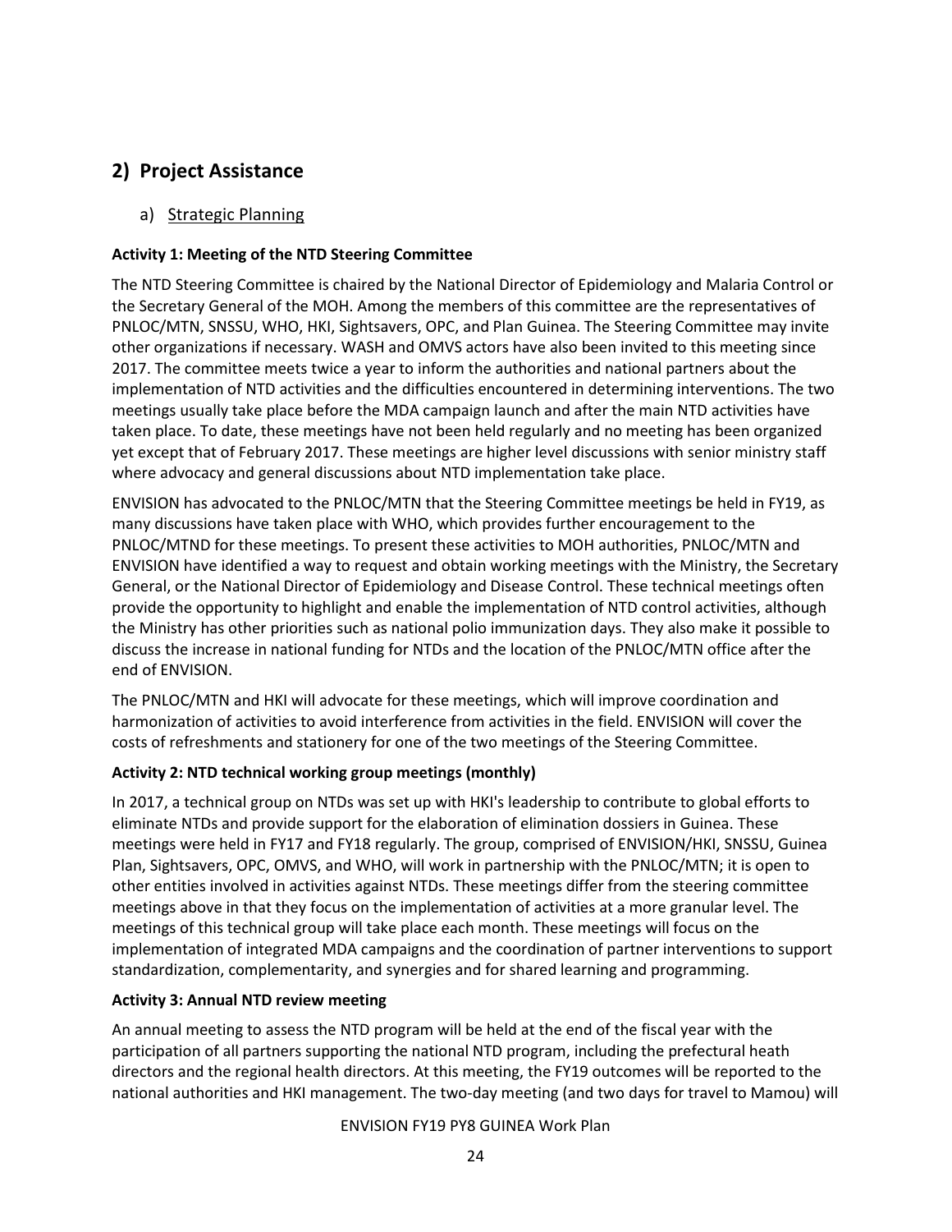## 2) Project Assistance

### a) Strategic Planning

**Activity 1: Meeting of the NTD Steering Committee**

The NTD Steering Committee is chaired by the National Director of Epidemiology and Malaria Control or the Secretary General of the MOH. Among the members of this committee are the representatives of PNLOC/MTN, SNSSU, WHO, HKI, Sightsavers, OPC, and Plan Guinea. The Steering Committee may invite other organizations if necessary. WASH and OMVS actors have also been invited to this meeting since 2017. The committee meets twice a year to inform the authorities and national partners about the implementation of NTD activities and the difficulties encountered in determining interventions. The two meetings usually take place before the MDA campaign launch and after the main NTD activities have taken place. To date, these meetings have not been held regularly and no meeting has been organized yet except that of February 2017. These meetings are higher level discussions with senior ministry staff where advocacy and general discussions about NTD implementation take place.

ENVISION has advocated to the PNLOC/MTN that the Steering Committee meetings be held in FY19, as many discussions have taken place with WHO, which provides further encouragement to the PNLOC/MTND for these meetings. To present these activities to MOH authorities, PNLOC/MTN and ENVISION have identified a way to request and obtain working meetings with the Ministry, the Secretary General, or the National Director of Epidemiology and Disease Control. These technical meetings often provide the opportunity to highlight and enable the implementation of NTD control activities, although the Ministry has other priorities such as national polio immunization days. They also make it possible to discuss the increase in national funding for NTDs and the location of the PNLOC/MTN office after the end of ENVISION.

The PNLOC/MTN and HKI will advocate for these meetings, which will improve coordination and harmonization of activities to avoid interference from activities in the field. ENVISION will cover the costs of refreshments and stationery for one of the two meetings of the Steering Committee.

**Activity 2: NTD technical working group meetings (monthly)**

In 2017, a technical group on NTDs was set up with HKI's leadership to contribute to global efforts to eliminate NTDs and provide support for the elaboration of elimination dossiers in Guinea. These meetings were held in FY17 and FY18 regularly. The group, comprised of ENVISION/HKI, SNSSU, Guinea Plan, Sightsavers, OPC, OMVS, and WHO, will work in partnership with the PNLOC/MTN; it is open to other entities involved in activities against NTDs. These meetings differ from the steering committee meetings above in that they focus on the implementation of activities at a more granular level. The meetings of this technical group will take place each month. These meetings will focus on the implementation of integrated MDA campaigns and the coordination of partner interventions to support standardization, complementarity, and synergies and for shared learning and programming.

**Activity 3: Annual NTD review meeting**

An annual meeting to assess the NTD program will be held at the end of the fiscal year with the participation of all partners supporting the national NTD program, including the prefectural heath directors and the regional health directors. At this meeting, the FY19 outcomes will be reported to the national authorities and HKI management. The two-day meeting (and two days for travel to Mamou) will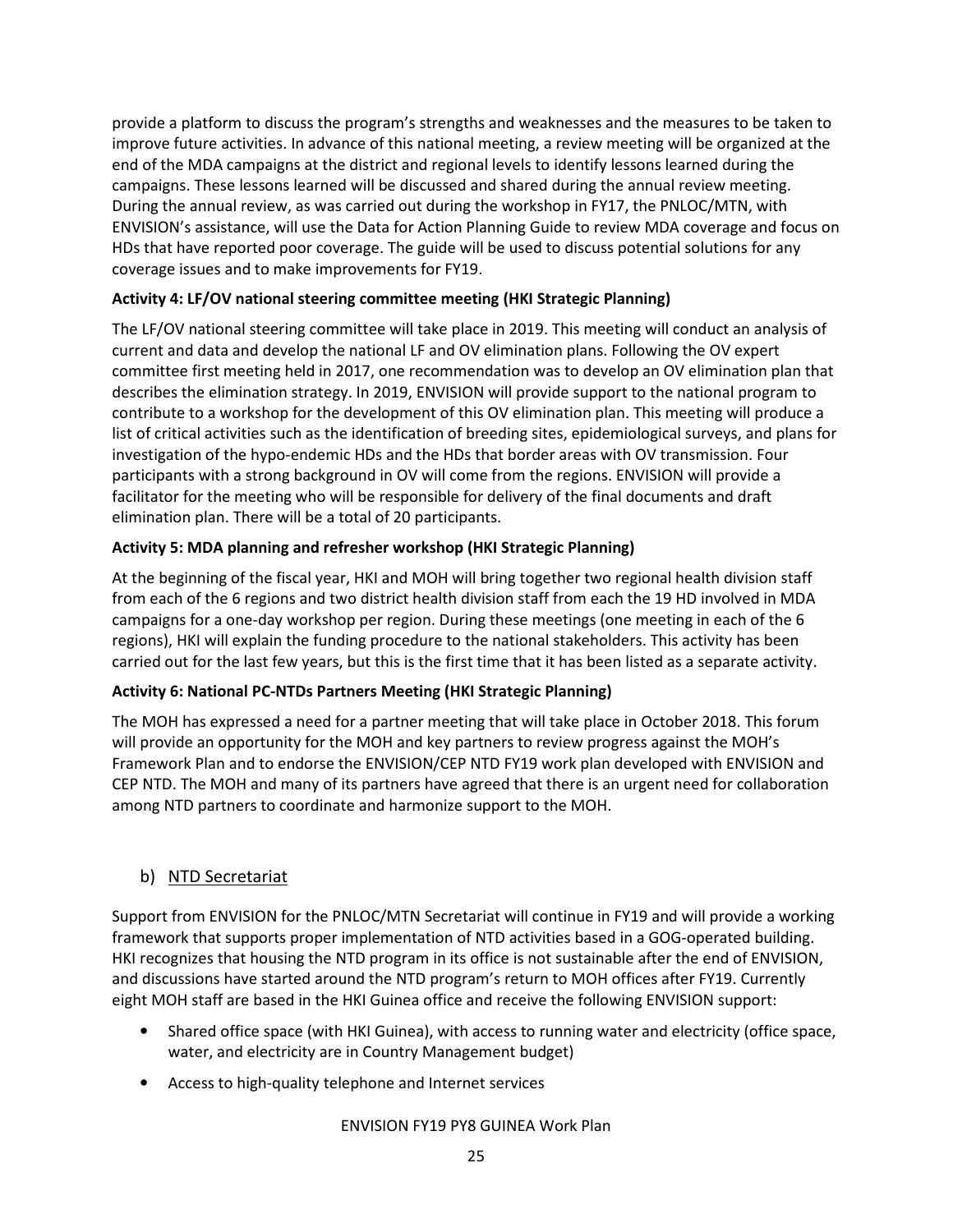provide a platform to discuss the program's strengths and weaknesses and the measures to be taken to improve future activities. In advance of this national meeting, a review meeting will be organized at the end of the MDA campaigns at the district and regional levels to identify lessons learned during the campaigns. These lessons learned will be discussed and shared during the annual review meeting. During the annual review, as was carried out during the workshop in FY17, the PNLOC/MTN, with ENVISION's assistance, will use the Data for Action Planning Guide to review MDA coverage and focus on HDs that have reported poor coverage. The guide will be used to discuss potential solutions for any coverage issues and to make improvements for FY19.

**Activity 4: LF/OV national steering committee meeting (HKI Strategic Planning)**

The LF/OV national steering committee will take place in 2019. This meeting will conduct an analysis of current and data and develop the national LF and OV elimination plans. Following the OV expert committee first meeting held in 2017, one recommendation was to develop an OV elimination plan that describes the elimination strategy. In 2019, ENVISION will provide support to the national program to contribute to a workshop for the development of this OV elimination plan. This meeting will produce a list of critical activities such as the identification of breeding sites, epidemiological surveys, and plans for investigation of the hypo-endemic HDs and the HDs that border areas with OV transmission. Four participants with a strong background in OV will come from the regions. ENVISION will provide a facilitator for the meeting who will be responsible for delivery of the final documents and draft elimination plan. There will be a total of 20 participants.

**Activity 5: MDA planning and refresher workshop (HKI Strategic Planning)**

At the beginning of the fiscal year, HKI and MOH will bring together two regional health division staff from each of the 6 regions and two district health division staff from each the 19 HD involved in MDA campaigns for a one-day workshop per region. During these meetings (one meeting in each of the 6 regions), HKI will explain the funding procedure to the national stakeholders. This activity has been carried out for the last few years, but this is the first time that it has been listed as a separate activity.

**Activity 6: National PC-NTDs Partners Meeting (HKI Strategic Planning)**

The MOH has expressed a need for a partner meeting that will take place in October 2018. This forum will provide an opportunity for the MOH and key partners to review progress against the MOH's Framework Plan and to endorse the ENVISION/CEP NTD FY19 work plan developed with ENVISION and CEP NTD. The MOH and many of its partners have agreed that there is an urgent need for collaboration among NTD partners to coordinate and harmonize support to the MOH.

### b) NTD Secretariat

Support from ENVISION for the PNLOC/MTN Secretariat will continue in FY19 and will provide a working framework that supports proper implementation of NTD activities based in a GOG-operated building. HKI recognizes that housing the NTD program in its office is not sustainable after the end of ENVISION, and discussions have started around the NTD program's return to MOH offices after FY19. Currently eight MOH staff are based in the HKI Guinea office and receive the following ENVISION support:

- Shared office space (with HKI Guinea), with access to running water and electricity (office space, water, and electricity are in Country Management budget)
- Access to high-quality telephone and Internet services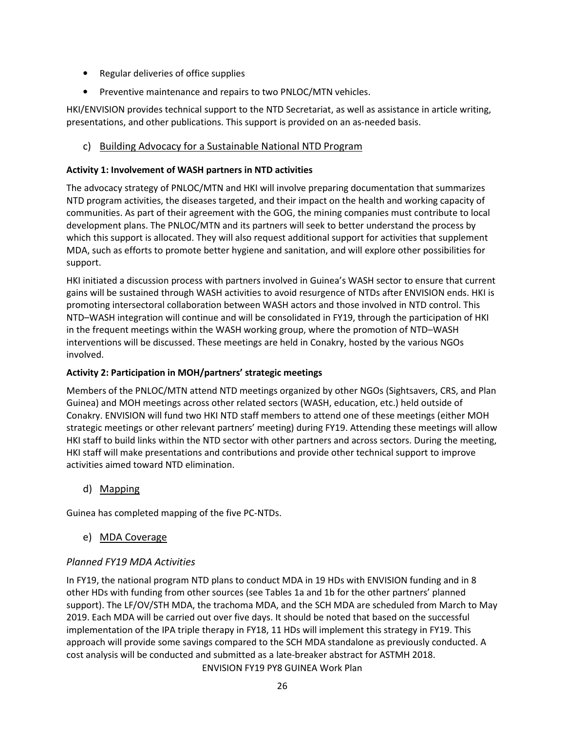- Regular deliveries of office supplies
- Preventive maintenance and repairs to two PNLOC/MTN vehicles.

HKI/ENVISION provides technical support to the NTD Secretariat, as well as assistance in article writing, presentations, and other publications. This support is provided on an as-needed basis.

### c) Building Advocacy for a Sustainable National NTD Program

**Activity 1: Involvement of WASH partners in NTD activities**

The advocacy strategy of PNLOC/MTN and HKI will involve preparing documentation that summarizes NTD program activities, the diseases targeted, and their impact on the health and working capacity of communities. As part of their agreement with the GOG, the mining companies must contribute to local development plans. The PNLOC/MTN and its partners will seek to better understand the process by which this support is allocated. They will also request additional support for activities that supplement MDA, such as efforts to promote better hygiene and sanitation, and will explore other possibilities for support.

HKI initiated a discussion process with partners involved in Guinea's WASH sector to ensure that current gains will be sustained through WASH activities to avoid resurgence of NTDs after ENVISION ends. HKI is promoting intersectoral collaboration between WASH actors and those involved in NTD control. This NTD–WASH integration will continue and will be consolidated in FY19, through the participation of HKI in the frequent meetings within the WASH working group, where the promotion of NTD–WASH interventions will be discussed. These meetings are held in Conakry, hosted by the various NGOs involved.

**Activity 2: Participation in MOH/partners' strategic meetings**

Members of the PNLOC/MTN attend NTD meetings organized by other NGOs (Sightsavers, CRS, and Plan Guinea) and MOH meetings across other related sectors (WASH, education, etc.) held outside of Conakry. ENVISION will fund two HKI NTD staff members to attend one of these meetings (either MOH strategic meetings or other relevant partners' meeting) during FY19. Attending these meetings will allow HKI staff to build links within the NTD sector with other partners and across sectors. During the meeting, HKI staff will make presentations and contributions and provide other technical support to improve activities aimed toward NTD elimination.

### d) Mapping

Guinea has completed mapping of the five PC-NTDs.

### e) MDA Coverage

#### *Planned FY19 MDA Activities*

In FY19, the national program NTD plans to conduct MDA in 19 HDs with ENVISION funding and in 8 other HDs with funding from other sources (see Tables 1a and 1b for the other partners' planned support). The LF/OV/STH MDA, the trachoma MDA, and the SCH MDA are scheduled from March to May 2019. Each MDA will be carried out over five days. It should be noted that based on the successful implementation of the IPA triple therapy in FY18, 11 HDs will implement this strategy in FY19. This approach will provide some savings compared to the SCH MDA standalone as previously conducted. A cost analysis will be conducted and submitted as a late-breaker abstract for ASTMH 2018.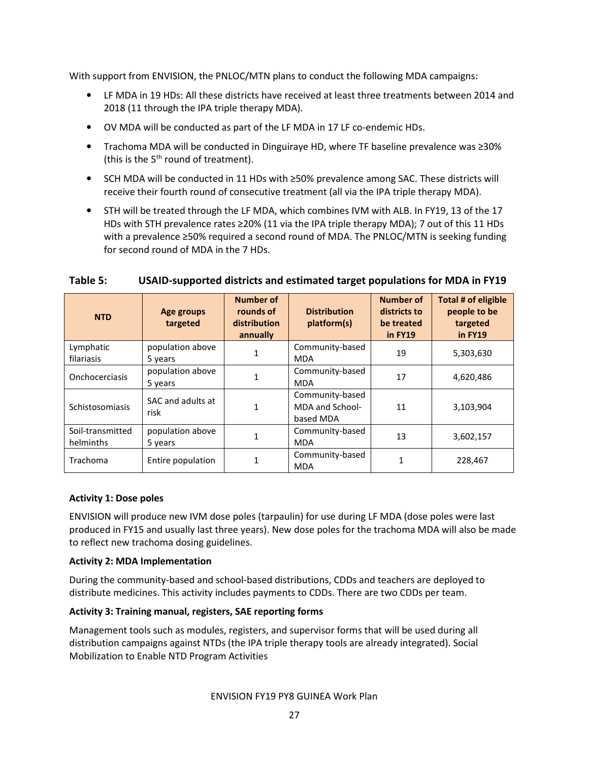With support from ENVISION, the PNLOC/MTN plans to conduct the following MDA campaigns:

- LF MDA in 19 HDs: All these districts have received at least three treatments between 2014 and 2018 (11 through the IPA triple therapy MDA).
- OV MDA will be conducted as part of the LF MDA in 17 LF co-endemic HDs.
- Trachoma MDA will be conducted in Dinguiraye HD, where TF baseline prevalence was ≥30% (this is the 5th round of treatment).
- SCH MDA will be conducted in 11 HDs with ≥50% prevalence among SAC. These districts will receive their fourth round of consecutive treatment (all via the IPA triple therapy MDA).
- STH will be treated through the LF MDA, which combines IVM with ALB. In FY19, 13 of the 17 HDs with STH prevalence rates ≥20% (11 via the IPA triple therapy MDA); 7 out of this 11 HDs with a prevalence ≥50% required a second round of MDA. The PNLOC/MTN is seeking funding for second round of MDA in the 7 HDs.

**Table 5: USAID-supported districts and estimated target populations for MDA in FY19**

| NTD | Age groups targeted | Number of rounds of distribution annually | Distribution platform(s) | Number of districts to be treated in FY19 | Total # of eligible people to be targeted in FY19 |
|---|---|---|---|---|---|
| Lymphatic filariasis | population above 5 years | 1 | Community-based MDA | 19 | 5,303,630 |
| Onchocerciasis | population above 5 years | 1 | Community-based MDA | 17 | 4,620,486 |
| Schistosomiasis | SAC and adults at risk | 1 | Community-based MDA and School-based MDA | 11 | 3,103,904 |
| Soil-transmitted helminths | population above 5 years | 1 | Community-based MDA | 13 | 3,602,157 |
| Trachoma | Entire population | 1 | Community-based MDA | 1 | 228,467 |

**Activity 1: Dose poles**

ENVISION will produce new IVM dose poles (tarpaulin) for use during LF MDA (dose poles were last produced in FY15 and usually last three years). New dose poles for the trachoma MDA will also be made to reflect new trachoma dosing guidelines.

**Activity 2: MDA Implementation**

During the community-based and school-based distributions, CDDs and teachers are deployed to distribute medicines. This activity includes payments to CDDs. There are two CDDs per team.

**Activity 3: Training manual, registers, SAE reporting forms**

Management tools such as modules, registers, and supervisor forms that will be used during all distribution campaigns against NTDs (the IPA triple therapy tools are already integrated). Social Mobilization to Enable NTD Program Activities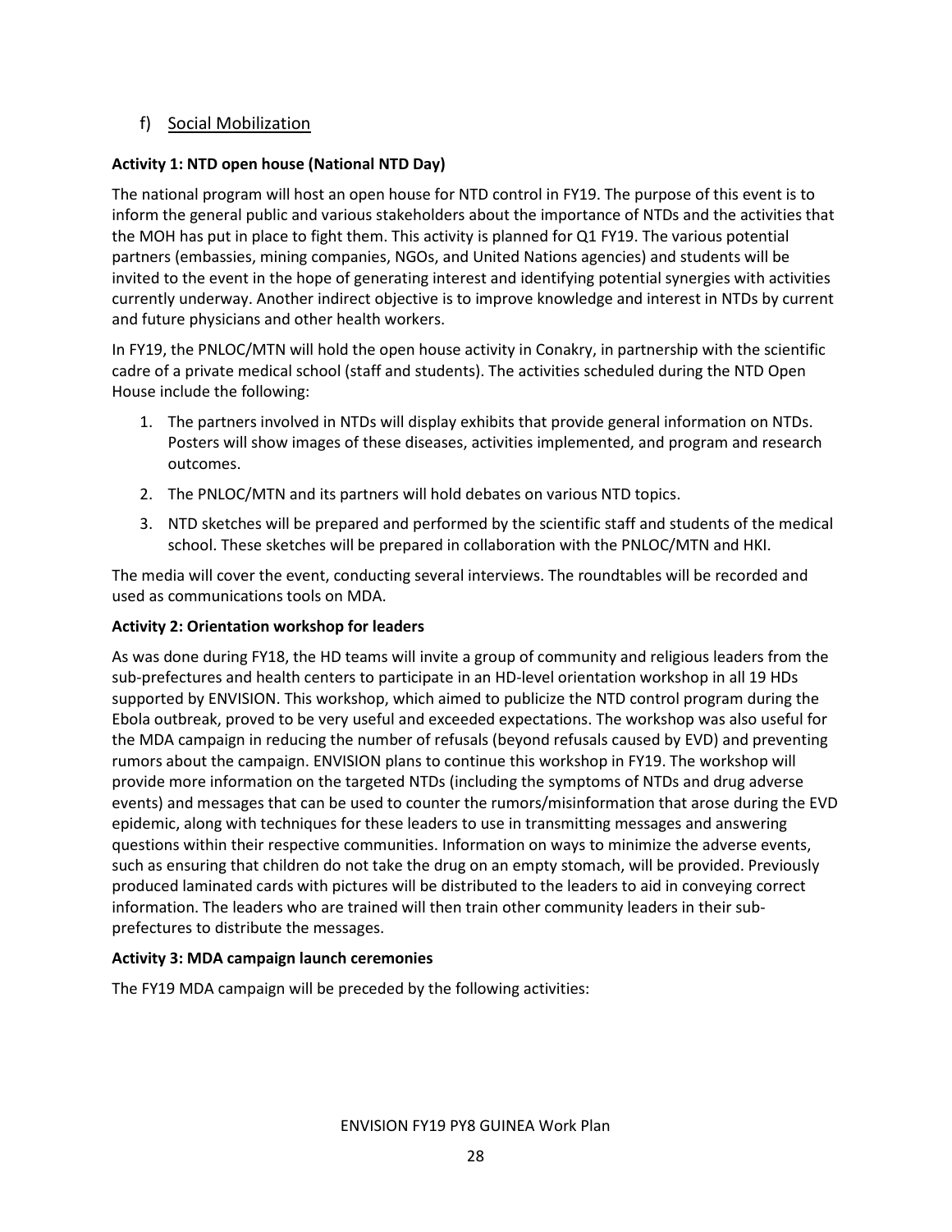## f) Social Mobilization

**Activity 1: NTD open house (National NTD Day)**

The national program will host an open house for NTD control in FY19. The purpose of this event is to inform the general public and various stakeholders about the importance of NTDs and the activities that the MOH has put in place to fight them. This activity is planned for Q1 FY19. The various potential partners (embassies, mining companies, NGOs, and United Nations agencies) and students will be invited to the event in the hope of generating interest and identifying potential synergies with activities currently underway. Another indirect objective is to improve knowledge and interest in NTDs by current and future physicians and other health workers.

In FY19, the PNLOC/MTN will hold the open house activity in Conakry, in partnership with the scientific cadre of a private medical school (staff and students). The activities scheduled during the NTD Open House include the following:

1. The partners involved in NTDs will display exhibits that provide general information on NTDs. Posters will show images of these diseases, activities implemented, and program and research outcomes.
2. The PNLOC/MTN and its partners will hold debates on various NTD topics.
3. NTD sketches will be prepared and performed by the scientific staff and students of the medical school. These sketches will be prepared in collaboration with the PNLOC/MTN and HKI.

The media will cover the event, conducting several interviews. The roundtables will be recorded and used as communications tools on MDA.

**Activity 2: Orientation workshop for leaders**

As was done during FY18, the HD teams will invite a group of community and religious leaders from the sub-prefectures and health centers to participate in an HD-level orientation workshop in all 19 HDs supported by ENVISION. This workshop, which aimed to publicize the NTD control program during the Ebola outbreak, proved to be very useful and exceeded expectations. The workshop was also useful for the MDA campaign in reducing the number of refusals (beyond refusals caused by EVD) and preventing rumors about the campaign. ENVISION plans to continue this workshop in FY19. The workshop will provide more information on the targeted NTDs (including the symptoms of NTDs and drug adverse events) and messages that can be used to counter the rumors/misinformation that arose during the EVD epidemic, along with techniques for these leaders to use in transmitting messages and answering questions within their respective communities. Information on ways to minimize the adverse events, such as ensuring that children do not take the drug on an empty stomach, will be provided. Previously produced laminated cards with pictures will be distributed to the leaders to aid in conveying correct information. The leaders who are trained will then train other community leaders in their sub-prefectures to distribute the messages.

**Activity 3: MDA campaign launch ceremonies**

The FY19 MDA campaign will be preceded by the following activities: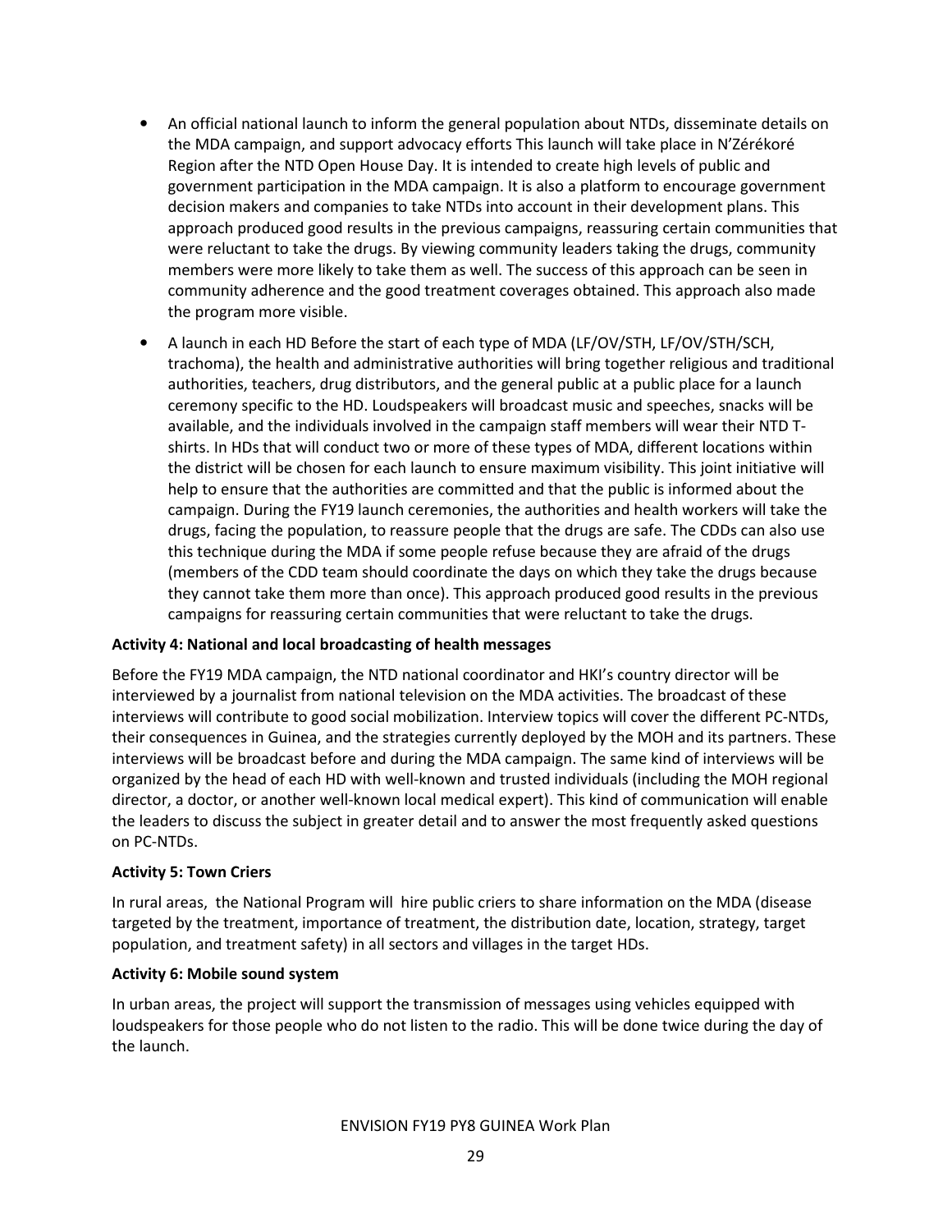- An official national launch to inform the general population about NTDs, disseminate details on the MDA campaign, and support advocacy efforts This launch will take place in N'Zérékoré Region after the NTD Open House Day. It is intended to create high levels of public and government participation in the MDA campaign. It is also a platform to encourage government decision makers and companies to take NTDs into account in their development plans. This approach produced good results in the previous campaigns, reassuring certain communities that were reluctant to take the drugs. By viewing community leaders taking the drugs, community members were more likely to take them as well. The success of this approach can be seen in community adherence and the good treatment coverages obtained. This approach also made the program more visible.
- A launch in each HD Before the start of each type of MDA (LF/OV/STH, LF/OV/STH/SCH, trachoma), the health and administrative authorities will bring together religious and traditional authorities, teachers, drug distributors, and the general public at a public place for a launch ceremony specific to the HD. Loudspeakers will broadcast music and speeches, snacks will be available, and the individuals involved in the campaign staff members will wear their NTD T-shirts. In HDs that will conduct two or more of these types of MDA, different locations within the district will be chosen for each launch to ensure maximum visibility. This joint initiative will help to ensure that the authorities are committed and that the public is informed about the campaign. During the FY19 launch ceremonies, the authorities and health workers will take the drugs, facing the population, to reassure people that the drugs are safe. The CDDs can also use this technique during the MDA if some people refuse because they are afraid of the drugs (members of the CDD team should coordinate the days on which they take the drugs because they cannot take them more than once). This approach produced good results in the previous campaigns for reassuring certain communities that were reluctant to take the drugs.

**Activity 4: National and local broadcasting of health messages**

Before the FY19 MDA campaign, the NTD national coordinator and HKI's country director will be interviewed by a journalist from national television on the MDA activities. The broadcast of these interviews will contribute to good social mobilization. Interview topics will cover the different PC-NTDs, their consequences in Guinea, and the strategies currently deployed by the MOH and its partners. These interviews will be broadcast before and during the MDA campaign. The same kind of interviews will be organized by the head of each HD with well-known and trusted individuals (including the MOH regional director, a doctor, or another well-known local medical expert). This kind of communication will enable the leaders to discuss the subject in greater detail and to answer the most frequently asked questions on PC-NTDs.

**Activity 5: Town Criers**

In rural areas, the National Program will hire public criers to share information on the MDA (disease targeted by the treatment, importance of treatment, the distribution date, location, strategy, target population, and treatment safety) in all sectors and villages in the target HDs.

**Activity 6: Mobile sound system**

In urban areas, the project will support the transmission of messages using vehicles equipped with loudspeakers for those people who do not listen to the radio. This will be done twice during the day of the launch.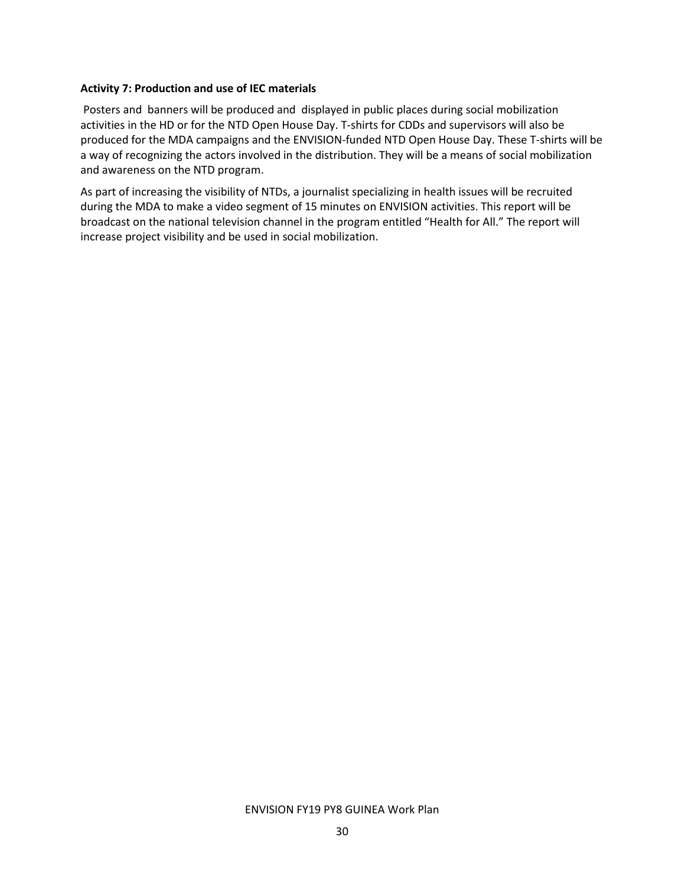**Activity 7: Production and use of IEC materials**

Posters and banners will be produced and displayed in public places during social mobilization activities in the HD or for the NTD Open House Day. T-shirts for CDDs and supervisors will also be produced for the MDA campaigns and the ENVISION-funded NTD Open House Day. These T-shirts will be a way of recognizing the actors involved in the distribution. They will be a means of social mobilization and awareness on the NTD program.

As part of increasing the visibility of NTDs, a journalist specializing in health issues will be recruited during the MDA to make a video segment of 15 minutes on ENVISION activities. This report will be broadcast on the national television channel in the program entitled "Health for All." The report will increase project visibility and be used in social mobilization.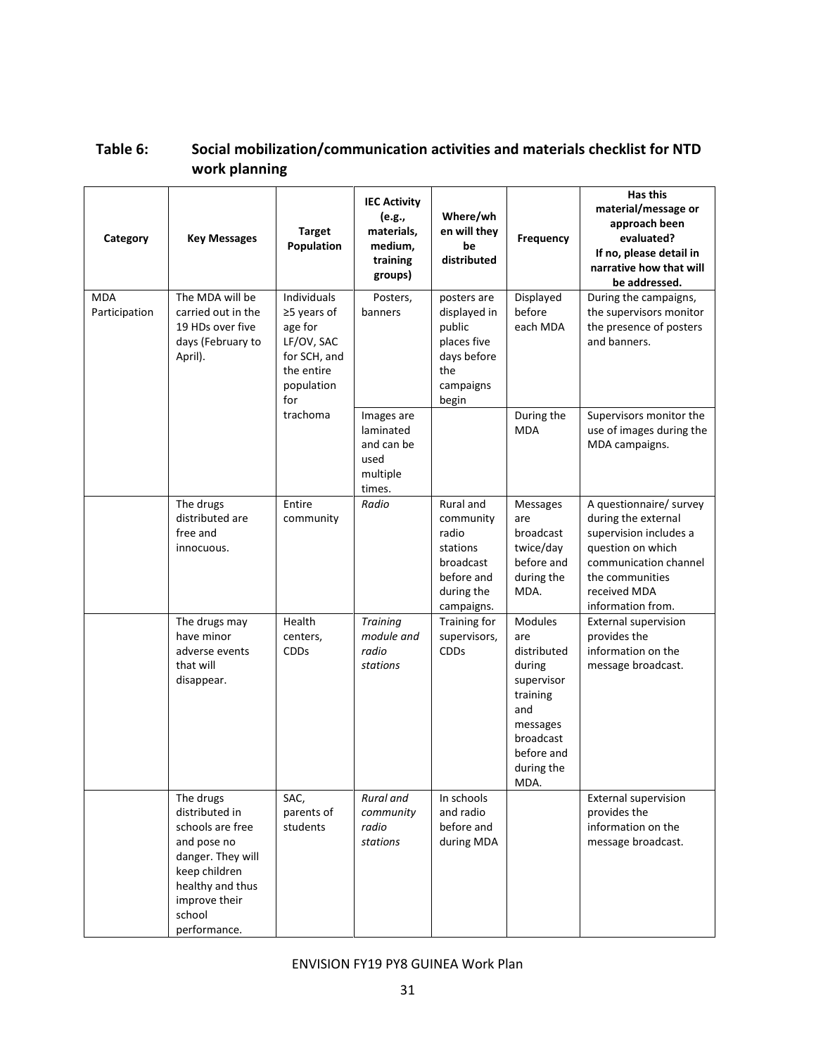**Table 6: Social mobilization/communication activities and materials checklist for NTD work planning**

| Category | Key Messages | Target Population | IEC Activity (e.g., materials, medium, training groups) | Where/when will they be distributed | Frequency | Has this material/message or approach been evaluated? If no, please detail in narrative how that will be addressed. |
|---|---|---|---|---|---|---|
| MDA Participation | The MDA will be carried out in the 19 HDs over five days (February to April). | Individuals ≥5 years of age for LF/OV, SAC for SCH, and the entire population for trachoma | Posters, banners | posters are displayed in public places five days before the campaigns begin | Displayed before each MDA | During the campaigns, the supervisors monitor the presence of posters and banners. |
| | | | Images are laminated and can be used multiple times. | | During the MDA | Supervisors monitor the use of images during the MDA campaigns. |
| | The drugs distributed are free and innocuous. | Entire community | *Radio* | Rural and community radio stations broadcast before and during the campaigns. | Messages are broadcast twice/day before and during the MDA. | A questionnaire/ survey during the external supervision includes a question on which communication channel the communities received MDA information from. |
| | The drugs may have minor adverse events that will disappear. | Health centers, CDDs | *Training module and radio stations* | Training for supervisors, CDDs | Modules are distributed during supervisor training and messages broadcast before and during the MDA. | External supervision provides the information on the message broadcast. |
| | The drugs distributed in schools are free and pose no danger. They will keep children healthy and thus improve their school performance. | SAC, parents of students | *Rural and community radio stations* | In schools and radio before and during MDA | | External supervision provides the information on the message broadcast. |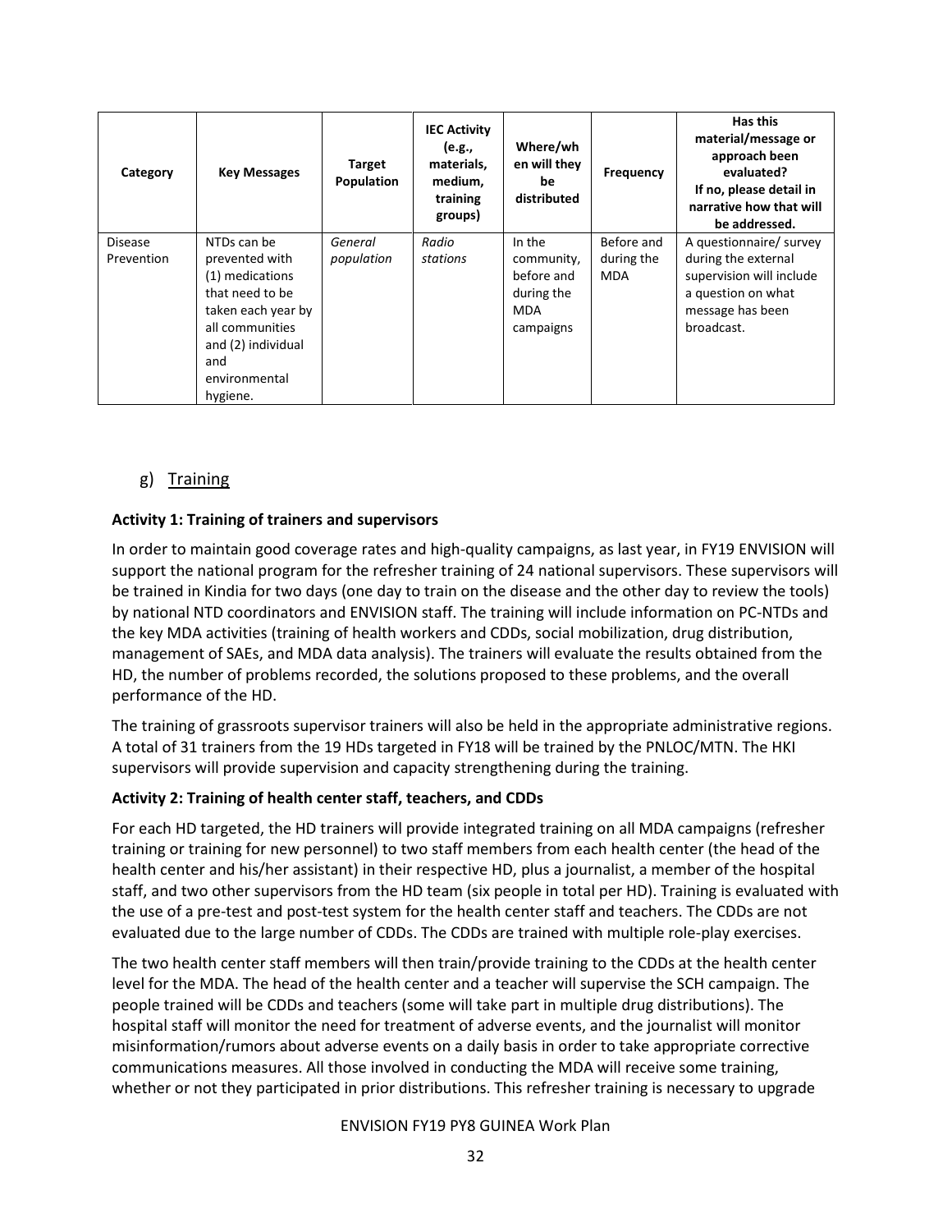| Category | Key Messages | Target Population | IEC Activity (e.g., materials, medium, training groups) | Where/when will they be distributed | Frequency | Has this material/message or approach been evaluated? If no, please detail in narrative how that will be addressed. |
|---|---|---|---|---|---|---|
| Disease Prevention | NTDs can be prevented with (1) medications that need to be taken each year by all communities and (2) individual and environmental hygiene. | *General population* | *Radio stations* | In the community, before and during the MDA campaigns | Before and during the MDA | A questionnaire/ survey during the external supervision will include a question on what message has been broadcast. |

## g) Training

**Activity 1: Training of trainers and supervisors**

In order to maintain good coverage rates and high-quality campaigns, as last year, in FY19 ENVISION will support the national program for the refresher training of 24 national supervisors. These supervisors will be trained in Kindia for two days (one day to train on the disease and the other day to review the tools) by national NTD coordinators and ENVISION staff. The training will include information on PC-NTDs and the key MDA activities (training of health workers and CDDs, social mobilization, drug distribution, management of SAEs, and MDA data analysis). The trainers will evaluate the results obtained from the HD, the number of problems recorded, the solutions proposed to these problems, and the overall performance of the HD.

The training of grassroots supervisor trainers will also be held in the appropriate administrative regions. A total of 31 trainers from the 19 HDs targeted in FY18 will be trained by the PNLOC/MTN. The HKI supervisors will provide supervision and capacity strengthening during the training.

**Activity 2: Training of health center staff, teachers, and CDDs**

For each HD targeted, the HD trainers will provide integrated training on all MDA campaigns (refresher training or training for new personnel) to two staff members from each health center (the head of the health center and his/her assistant) in their respective HD, plus a journalist, a member of the hospital staff, and two other supervisors from the HD team (six people in total per HD). Training is evaluated with the use of a pre-test and post-test system for the health center staff and teachers. The CDDs are not evaluated due to the large number of CDDs. The CDDs are trained with multiple role-play exercises.

The two health center staff members will then train/provide training to the CDDs at the health center level for the MDA. The head of the health center and a teacher will supervise the SCH campaign. The people trained will be CDDs and teachers (some will take part in multiple drug distributions). The hospital staff will monitor the need for treatment of adverse events, and the journalist will monitor misinformation/rumors about adverse events on a daily basis in order to take appropriate corrective communications measures. All those involved in conducting the MDA will receive some training, whether or not they participated in prior distributions. This refresher training is necessary to upgrade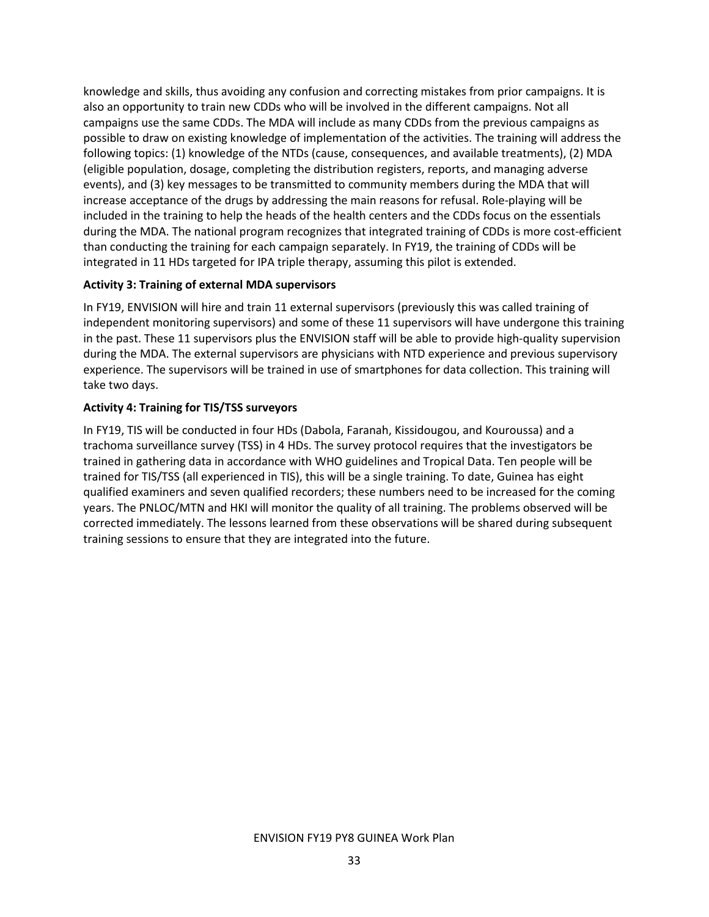knowledge and skills, thus avoiding any confusion and correcting mistakes from prior campaigns. It is also an opportunity to train new CDDs who will be involved in the different campaigns. Not all campaigns use the same CDDs. The MDA will include as many CDDs from the previous campaigns as possible to draw on existing knowledge of implementation of the activities. The training will address the following topics: (1) knowledge of the NTDs (cause, consequences, and available treatments), (2) MDA (eligible population, dosage, completing the distribution registers, reports, and managing adverse events), and (3) key messages to be transmitted to community members during the MDA that will increase acceptance of the drugs by addressing the main reasons for refusal. Role-playing will be included in the training to help the heads of the health centers and the CDDs focus on the essentials during the MDA. The national program recognizes that integrated training of CDDs is more cost-efficient than conducting the training for each campaign separately. In FY19, the training of CDDs will be integrated in 11 HDs targeted for IPA triple therapy, assuming this pilot is extended.

**Activity 3: Training of external MDA supervisors**

In FY19, ENVISION will hire and train 11 external supervisors (previously this was called training of independent monitoring supervisors) and some of these 11 supervisors will have undergone this training in the past. These 11 supervisors plus the ENVISION staff will be able to provide high-quality supervision during the MDA. The external supervisors are physicians with NTD experience and previous supervisory experience. The supervisors will be trained in use of smartphones for data collection. This training will take two days.

**Activity 4: Training for TIS/TSS surveyors**

In FY19, TIS will be conducted in four HDs (Dabola, Faranah, Kissidougou, and Kouroussa) and a trachoma surveillance survey (TSS) in 4 HDs. The survey protocol requires that the investigators be trained in gathering data in accordance with WHO guidelines and Tropical Data. Ten people will be trained for TIS/TSS (all experienced in TIS), this will be a single training. To date, Guinea has eight qualified examiners and seven qualified recorders; these numbers need to be increased for the coming years. The PNLOC/MTN and HKI will monitor the quality of all training. The problems observed will be corrected immediately. The lessons learned from these observations will be shared during subsequent training sessions to ensure that they are integrated into the future.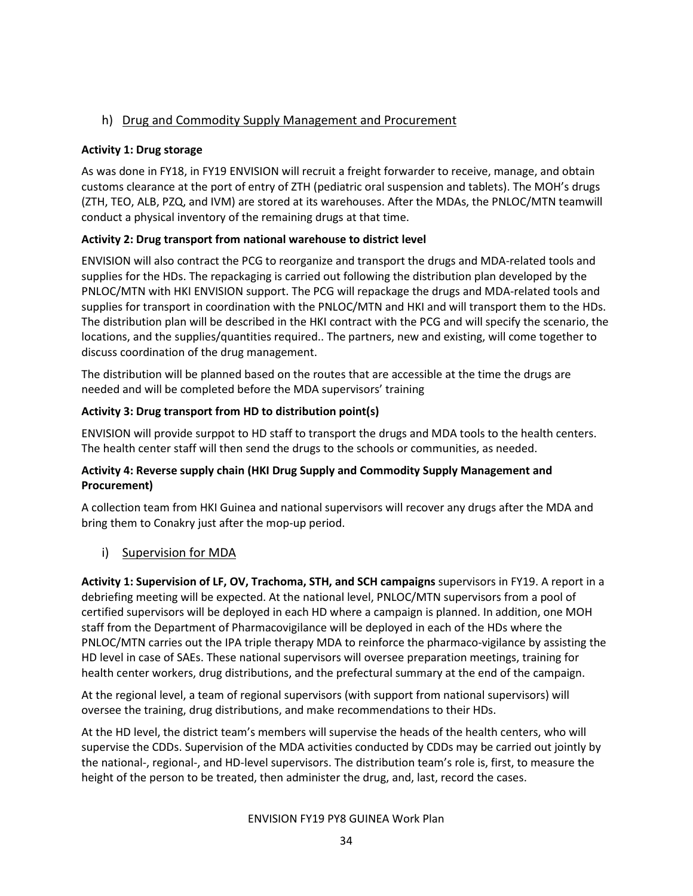## h) Drug and Commodity Supply Management and Procurement

**Activity 1: Drug storage**

As was done in FY18, in FY19 ENVISION will recruit a freight forwarder to receive, manage, and obtain customs clearance at the port of entry of ZTH (pediatric oral suspension and tablets). The MOH's drugs (ZTH, TEO, ALB, PZQ, and IVM) are stored at its warehouses. After the MDAs, the PNLOC/MTN teamwill conduct a physical inventory of the remaining drugs at that time.

**Activity 2: Drug transport from national warehouse to district level**

ENVISION will also contract the PCG to reorganize and transport the drugs and MDA-related tools and supplies for the HDs. The repackaging is carried out following the distribution plan developed by the PNLOC/MTN with HKI ENVISION support. The PCG will repackage the drugs and MDA-related tools and supplies for transport in coordination with the PNLOC/MTN and HKI and will transport them to the HDs. The distribution plan will be described in the HKI contract with the PCG and will specify the scenario, the locations, and the supplies/quantities required.. The partners, new and existing, will come together to discuss coordination of the drug management.

The distribution will be planned based on the routes that are accessible at the time the drugs are needed and will be completed before the MDA supervisors' training

**Activity 3: Drug transport from HD to distribution point(s)**

ENVISION will provide surppot to HD staff to transport the drugs and MDA tools to the health centers. The health center staff will then send the drugs to the schools or communities, as needed.

**Activity 4: Reverse supply chain (HKI Drug Supply and Commodity Supply Management and Procurement)**

A collection team from HKI Guinea and national supervisors will recover any drugs after the MDA and bring them to Conakry just after the mop-up period.

## i) Supervision for MDA

**Activity 1: Supervision of LF, OV, Trachoma, STH, and SCH campaigns** supervisors in FY19. A report in a debriefing meeting will be expected. At the national level, PNLOC/MTN supervisors from a pool of certified supervisors will be deployed in each HD where a campaign is planned. In addition, one MOH staff from the Department of Pharmacovigilance will be deployed in each of the HDs where the PNLOC/MTN carries out the IPA triple therapy MDA to reinforce the pharmaco-vigilance by assisting the HD level in case of SAEs. These national supervisors will oversee preparation meetings, training for health center workers, drug distributions, and the prefectural summary at the end of the campaign.

At the regional level, a team of regional supervisors (with support from national supervisors) will oversee the training, drug distributions, and make recommendations to their HDs.

At the HD level, the district team's members will supervise the heads of the health centers, who will supervise the CDDs. Supervision of the MDA activities conducted by CDDs may be carried out jointly by the national-, regional-, and HD-level supervisors. The distribution team's role is, first, to measure the height of the person to be treated, then administer the drug, and, last, record the cases.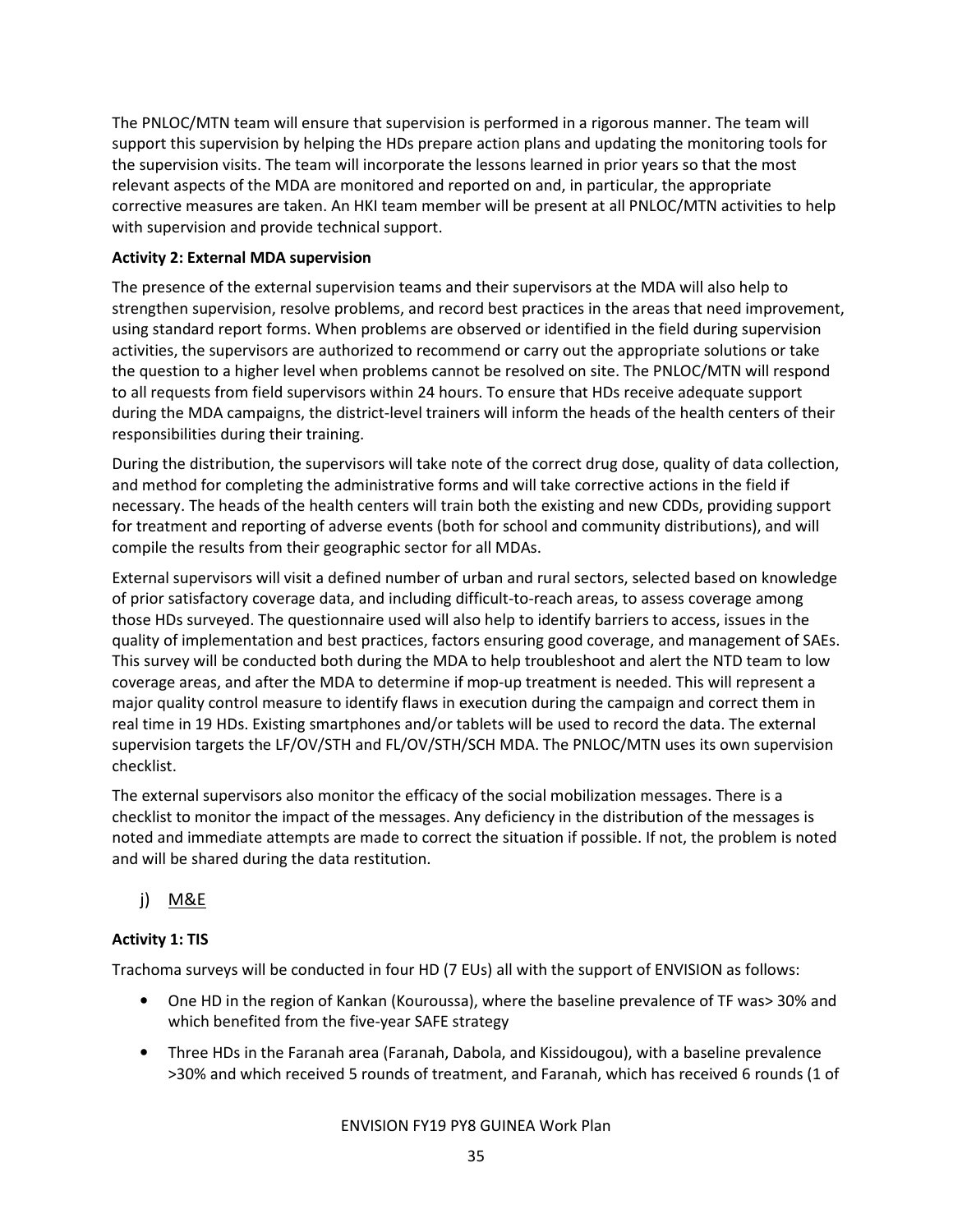The PNLOC/MTN team will ensure that supervision is performed in a rigorous manner. The team will support this supervision by helping the HDs prepare action plans and updating the monitoring tools for the supervision visits. The team will incorporate the lessons learned in prior years so that the most relevant aspects of the MDA are monitored and reported on and, in particular, the appropriate corrective measures are taken. An HKI team member will be present at all PNLOC/MTN activities to help with supervision and provide technical support.

**Activity 2: External MDA supervision**

The presence of the external supervision teams and their supervisors at the MDA will also help to strengthen supervision, resolve problems, and record best practices in the areas that need improvement, using standard report forms. When problems are observed or identified in the field during supervision activities, the supervisors are authorized to recommend or carry out the appropriate solutions or take the question to a higher level when problems cannot be resolved on site. The PNLOC/MTN will respond to all requests from field supervisors within 24 hours. To ensure that HDs receive adequate support during the MDA campaigns, the district-level trainers will inform the heads of the health centers of their responsibilities during their training.

During the distribution, the supervisors will take note of the correct drug dose, quality of data collection, and method for completing the administrative forms and will take corrective actions in the field if necessary. The heads of the health centers will train both the existing and new CDDs, providing support for treatment and reporting of adverse events (both for school and community distributions), and will compile the results from their geographic sector for all MDAs.

External supervisors will visit a defined number of urban and rural sectors, selected based on knowledge of prior satisfactory coverage data, and including difficult-to-reach areas, to assess coverage among those HDs surveyed. The questionnaire used will also help to identify barriers to access, issues in the quality of implementation and best practices, factors ensuring good coverage, and management of SAEs. This survey will be conducted both during the MDA to help troubleshoot and alert the NTD team to low coverage areas, and after the MDA to determine if mop-up treatment is needed. This will represent a major quality control measure to identify flaws in execution during the campaign and correct them in real time in 19 HDs. Existing smartphones and/or tablets will be used to record the data. The external supervision targets the LF/OV/STH and FL/OV/STH/SCH MDA. The PNLOC/MTN uses its own supervision checklist.

The external supervisors also monitor the efficacy of the social mobilization messages. There is a checklist to monitor the impact of the messages. Any deficiency in the distribution of the messages is noted and immediate attempts are made to correct the situation if possible. If not, the problem is noted and will be shared during the data restitution.

## j) M&E

**Activity 1: TIS**

Trachoma surveys will be conducted in four HD (7 EUs) all with the support of ENVISION as follows:

- One HD in the region of Kankan (Kouroussa), where the baseline prevalence of TF was> 30% and which benefited from the five-year SAFE strategy
- Three HDs in the Faranah area (Faranah, Dabola, and Kissidougou), with a baseline prevalence >30% and which received 5 rounds of treatment, and Faranah, which has received 6 rounds (1 of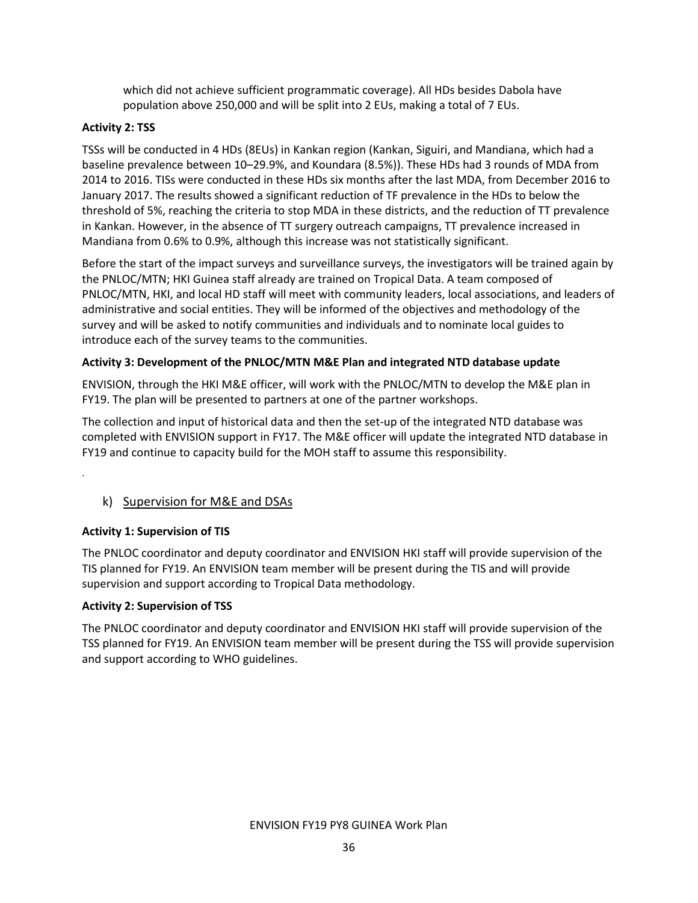which did not achieve sufficient programmatic coverage). All HDs besides Dabola have population above 250,000 and will be split into 2 EUs, making a total of 7 EUs.

**Activity 2: TSS**

TSSs will be conducted in 4 HDs (8EUs) in Kankan region (Kankan, Siguiri, and Mandiana, which had a baseline prevalence between 10–29.9%, and Koundara (8.5%)). These HDs had 3 rounds of MDA from 2014 to 2016. TISs were conducted in these HDs six months after the last MDA, from December 2016 to January 2017. The results showed a significant reduction of TF prevalence in the HDs to below the threshold of 5%, reaching the criteria to stop MDA in these districts, and the reduction of TT prevalence in Kankan. However, in the absence of TT surgery outreach campaigns, TT prevalence increased in Mandiana from 0.6% to 0.9%, although this increase was not statistically significant.

Before the start of the impact surveys and surveillance surveys, the investigators will be trained again by the PNLOC/MTN; HKI Guinea staff already are trained on Tropical Data. A team composed of PNLOC/MTN, HKI, and local HD staff will meet with community leaders, local associations, and leaders of administrative and social entities. They will be informed of the objectives and methodology of the survey and will be asked to notify communities and individuals and to nominate local guides to introduce each of the survey teams to the communities.

**Activity 3: Development of the PNLOC/MTN M&E Plan and integrated NTD database update**

ENVISION, through the HKI M&E officer, will work with the PNLOC/MTN to develop the M&E plan in FY19. The plan will be presented to partners at one of the partner workshops.

The collection and input of historical data and then the set-up of the integrated NTD database was completed with ENVISION support in FY17. The M&E officer will update the integrated NTD database in FY19 and continue to capacity build for the MOH staff to assume this responsibility.

.

### k) Supervision for M&E and DSAs

**Activity 1: Supervision of TIS**

The PNLOC coordinator and deputy coordinator and ENVISION HKI staff will provide supervision of the TIS planned for FY19. An ENVISION team member will be present during the TIS and will provide supervision and support according to Tropical Data methodology.

**Activity 2: Supervision of TSS**

The PNLOC coordinator and deputy coordinator and ENVISION HKI staff will provide supervision of the TSS planned for FY19. An ENVISION team member will be present during the TSS will provide supervision and support according to WHO guidelines.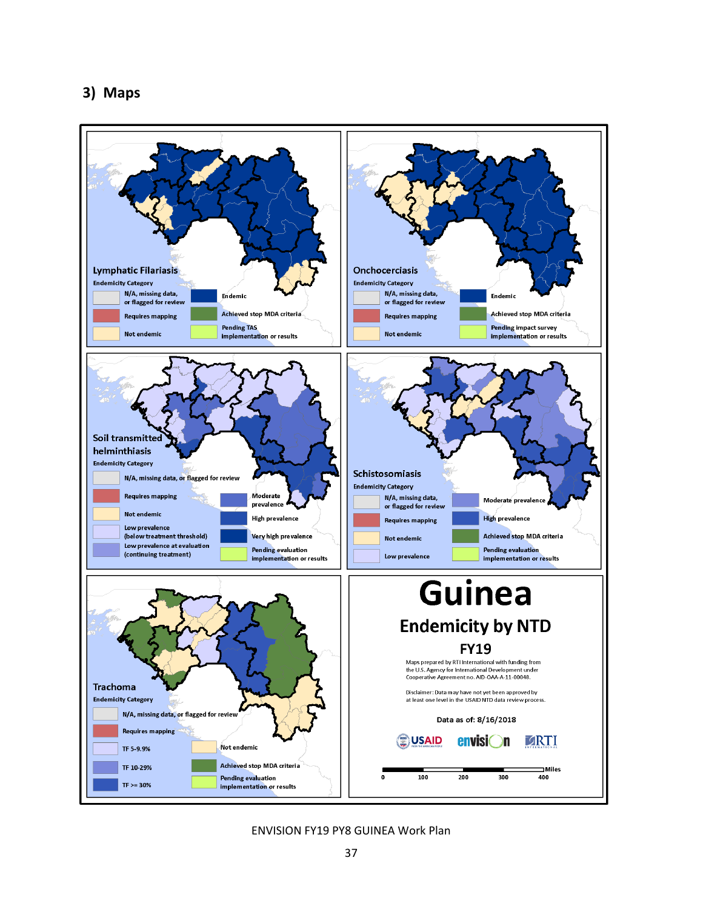## 3) Maps

**Lymphatic Filariasis**

Endemicity Category

- N/A, missing data, or flagged for review
- Requires mapping
- Not endemic
- Endemic
- Achieved stop MDA criteria
- Pending TAS implementation or results

**Onchocerciasis**

Endemicity Category

- N/A, missing data, or flagged for review
- Requires mapping
- Not endemic
- Endemic
- Achieved stop MDA criteria
- Pending impact survey implementation or results

**Soil transmitted helminthiasis**

Endemicity Category

- N/A, missing data, or flagged for review
- Requires mapping
- Not endemic
- Low prevalence (below treatment threshold)
- Low prevalence at evaluation (continuing treatment)
- Moderate prevalence
- High prevalence
- Very high prevalence
- Pending evaluation implementation or results

**Schistosomiasis**

Endemicity Category

- N/A, missing data, or flagged for review
- Requires mapping
- Not endemic
- Low prevalence
- Moderate prevalence
- High prevalence
- Achieved stop MDA criteria
- Pending evaluation implementation or results

**Trachoma**

Endemicity Category

- N/A, missing data, or flagged for review
- Requires mapping
- TF 5-9.9%
- TF 10-29%
- TF >= 30%
- Not endemic
- Achieved stop MDA criteria
- Pending evaluation implementation or results

# Guinea

## Endemicity by NTD

### FY19

Maps prepared by RTI International with funding from the U.S. Agency for International Development under Cooperative Agreement no. AID-OAA-A-11-00048.

Disclaimer: Data may have not yet been approved by at least one level in the USAID NTD data review process.

Data as of: 8/16/2018

USAID envision RTI International

0 100 200 300 400 Miles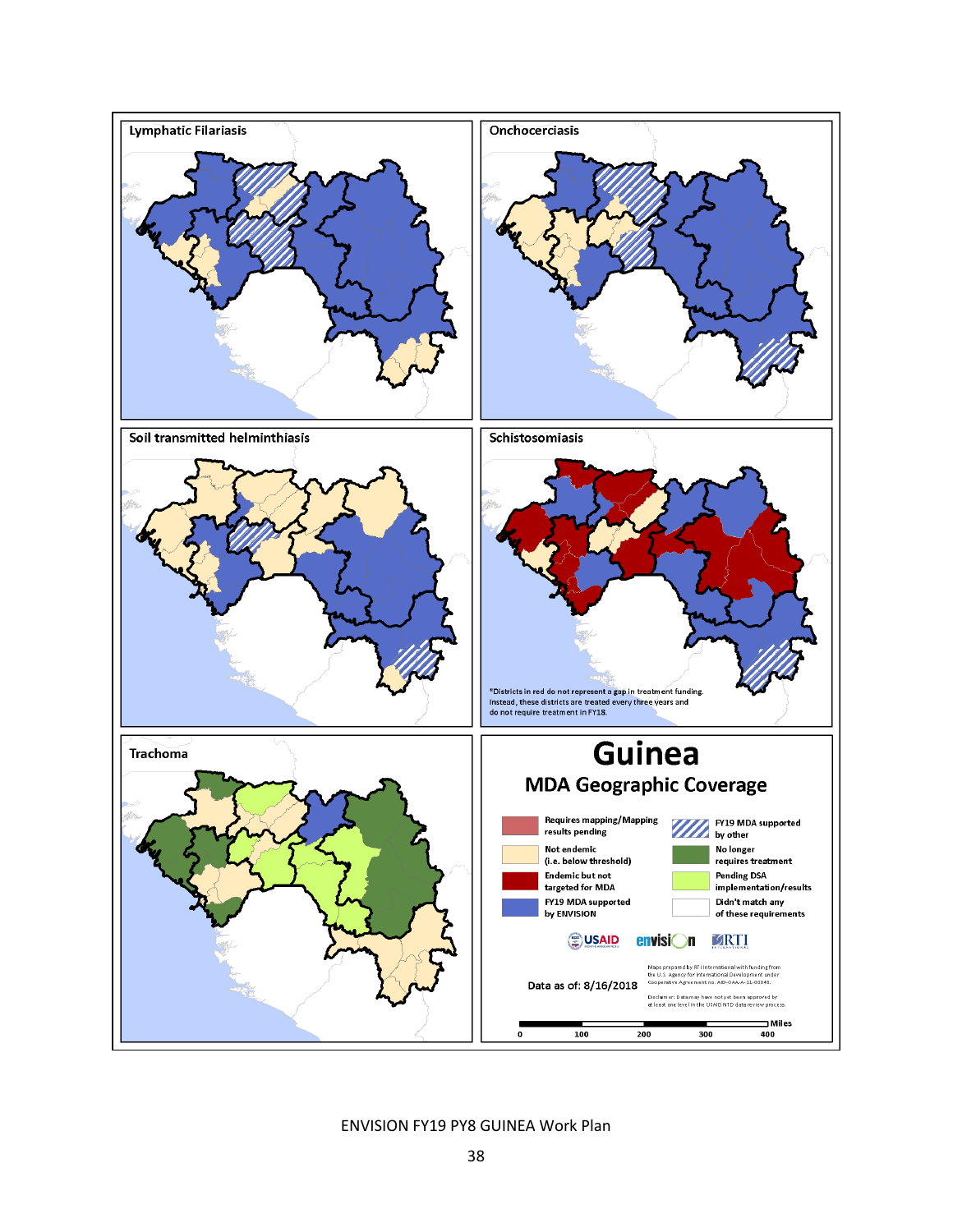Lymphatic Filariasis

Onchocerciasis

Soil transmitted helminthiasis

Schistosomiasis

*Districts in red do not represent a gap in treatment funding. Instead, these districts are treated every three years and do not require treatment in FY18.

Trachoma

# Guinea

## MDA Geographic Coverage

- Requires mapping/Mapping results pending
- Not endemic (i.e. below threshold)
- Endemic but not targeted for MDA
- FY19 MDA supported by ENVISION
- FY19 MDA supported by other
- No longer requires treatment
- Pending DSA implementation/results
- Didn't match any of these requirements

USAID envision RTI

Data as of: 8/16/2018

Maps prepared by RTI International with funding from the U.S. Agency for International Development under Cooperative Agreement no. AID-OAA-A-11-00048.

Disclaimer: Data may have not yet been approved by at least one level in the USAID NTD data review process.

0 100 200 300 400 Miles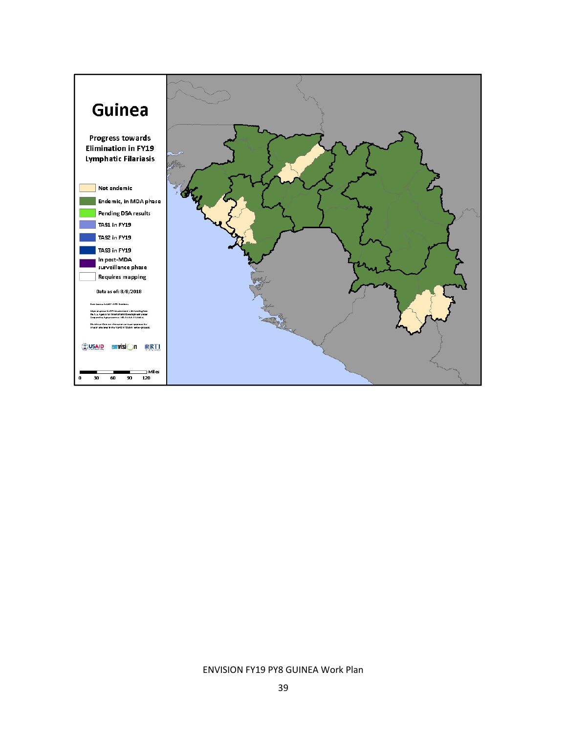# Guinea

Progress towards Elimination in FY19 Lymphatic Filariasis

- Not endemic
- Endemic, in MDA phase
- Pending DSA results
- TAS1 in FY19
- TAS2 in FY19
- TAS3 in FY19
- In post-MDA surveillance phase
- Requires mapping

Data as of: 8/8/2018

0 30 60 90 120 Miles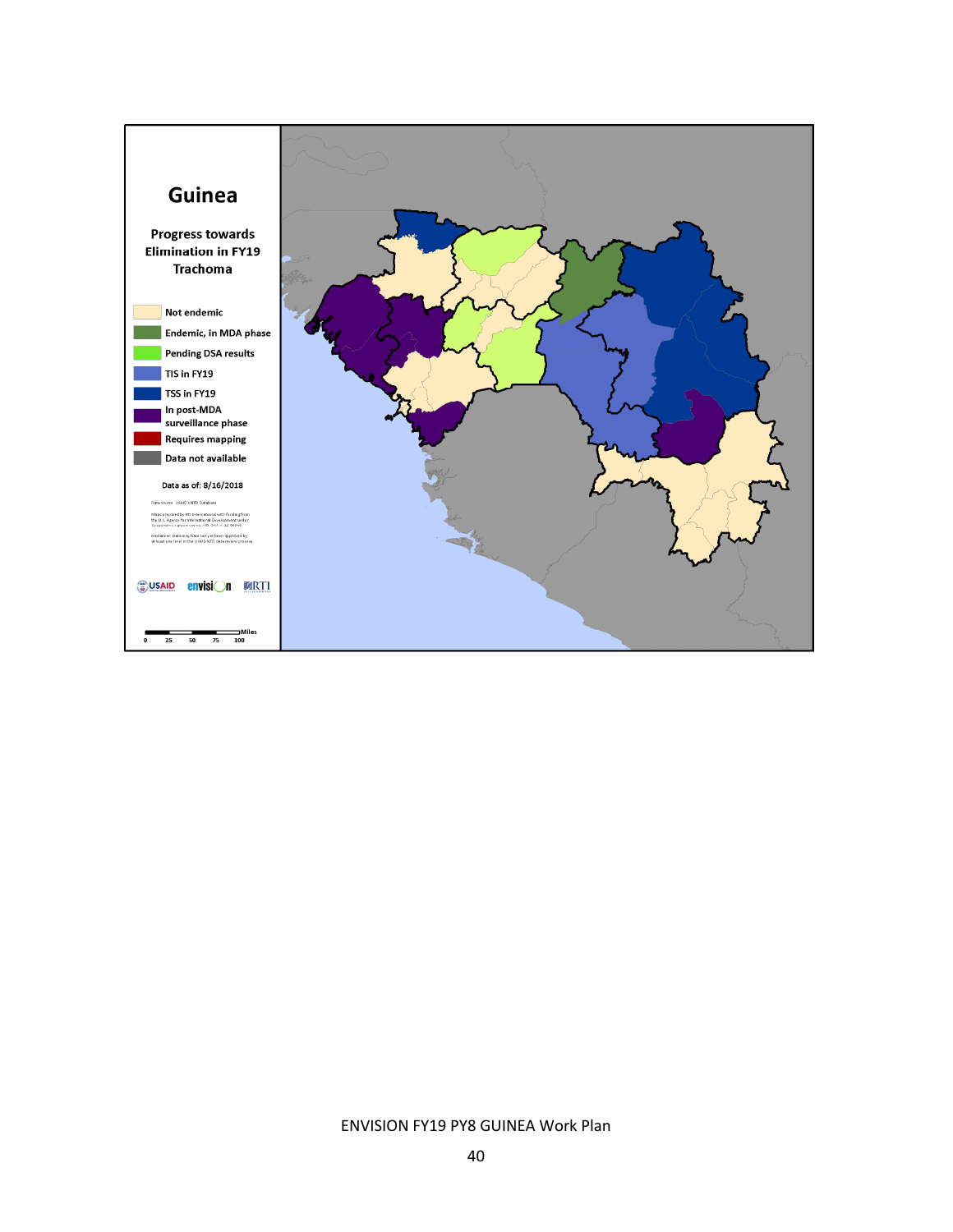# Guinea

**Progress towards Elimination in FY19**
**Trachoma**

- Not endemic
- Endemic, in MDA phase
- Pending DSA results
- TIS in FY19
- TSS in FY19
- In post-MDA surveillance phase
- Requires mapping
- Data not available

Data as of: 8/16/2018

Data Source: USAID's NTD Database

Maps prepared by RTI International with funding from the U.S. Agency for International Development under Cooperative Agreement no. AID-OAA-A-11-00048.

Disclaimer: Data may have not yet been approved by at least one level in the USAID NTD data review process

USAID envision RTI

Miles
0 25 50 75 100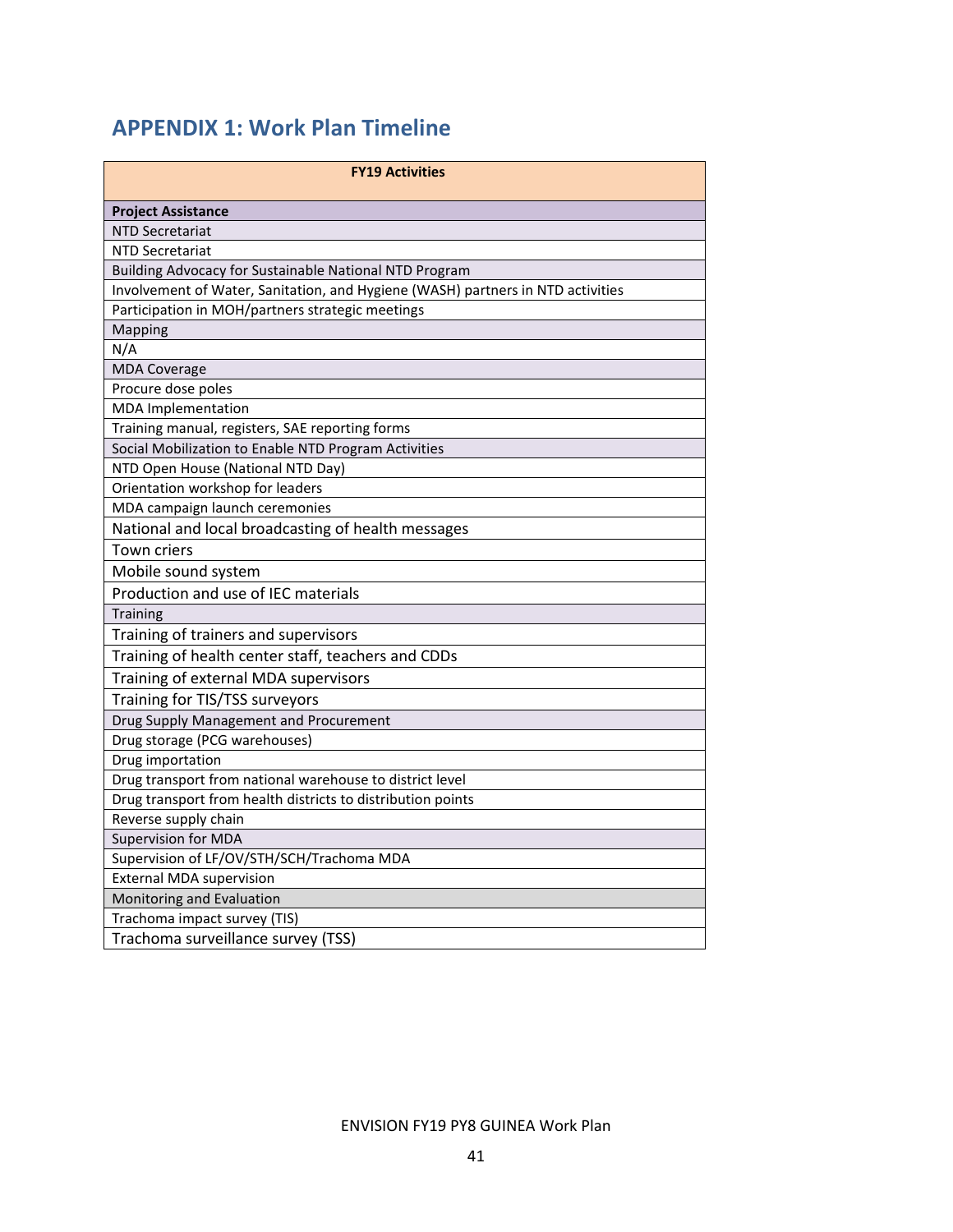## APPENDIX 1: Work Plan Timeline

| FY19 Activities |
|---|
| **Project Assistance** |
| NTD Secretariat |
| NTD Secretariat |
| Building Advocacy for Sustainable National NTD Program |
| Involvement of Water, Sanitation, and Hygiene (WASH) partners in NTD activities |
| Participation in MOH/partners strategic meetings |
| Mapping |
| N/A |
| MDA Coverage |
| Procure dose poles |
| MDA Implementation |
| Training manual, registers, SAE reporting forms |
| Social Mobilization to Enable NTD Program Activities |
| NTD Open House (National NTD Day) |
| Orientation workshop for leaders |
| MDA campaign launch ceremonies |
| National and local broadcasting of health messages |
| Town criers |
| Mobile sound system |
| Production and use of IEC materials |
| Training |
| Training of trainers and supervisors |
| Training of health center staff, teachers and CDDs |
| Training of external MDA supervisors |
| Training for TIS/TSS surveyors |
| Drug Supply Management and Procurement |
| Drug storage (PCG warehouses) |
| Drug importation |
| Drug transport from national warehouse to district level |
| Drug transport from health districts to distribution points |
| Reverse supply chain |
| Supervision for MDA |
| Supervision of LF/OV/STH/SCH/Trachoma MDA |
| External MDA supervision |
| Monitoring and Evaluation |
| Trachoma impact survey (TIS) |
| Trachoma surveillance survey (TSS) |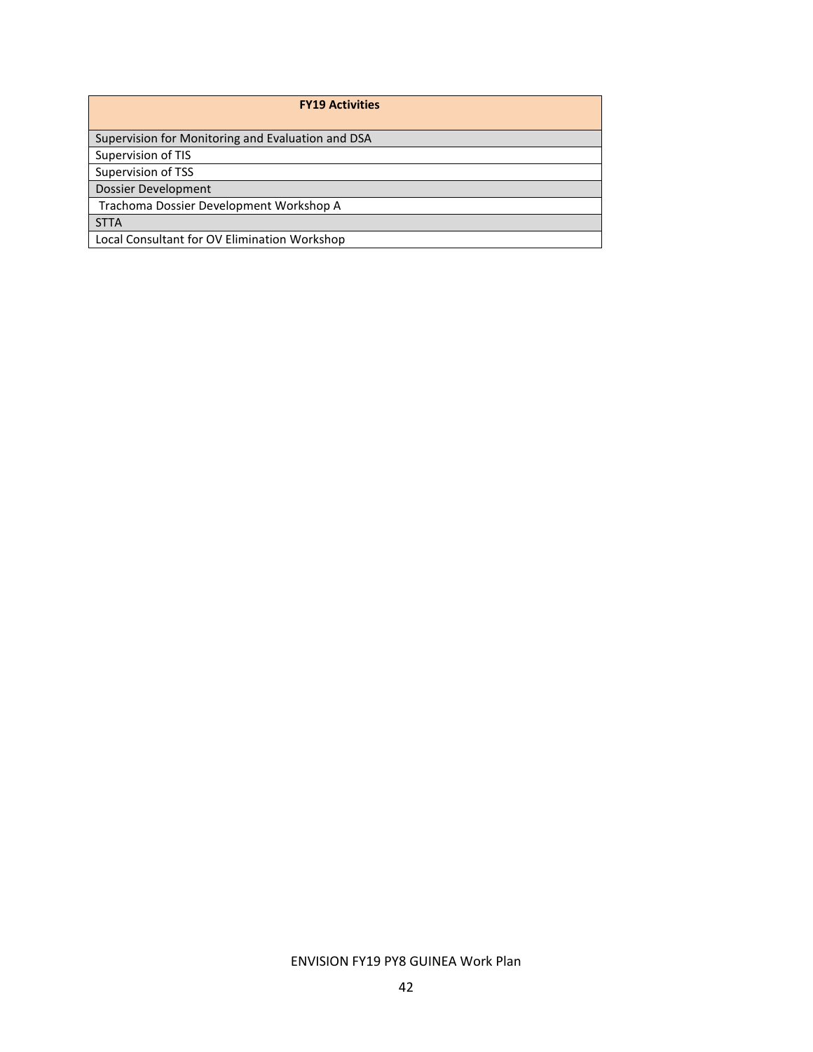| FY19 Activities |
|---|
| Supervision for Monitoring and Evaluation and DSA |
| Supervision of TIS |
| Supervision of TSS |
| Dossier Development |
| Trachoma Dossier Development Workshop A |
| STTA |
| Local Consultant for OV Elimination Workshop |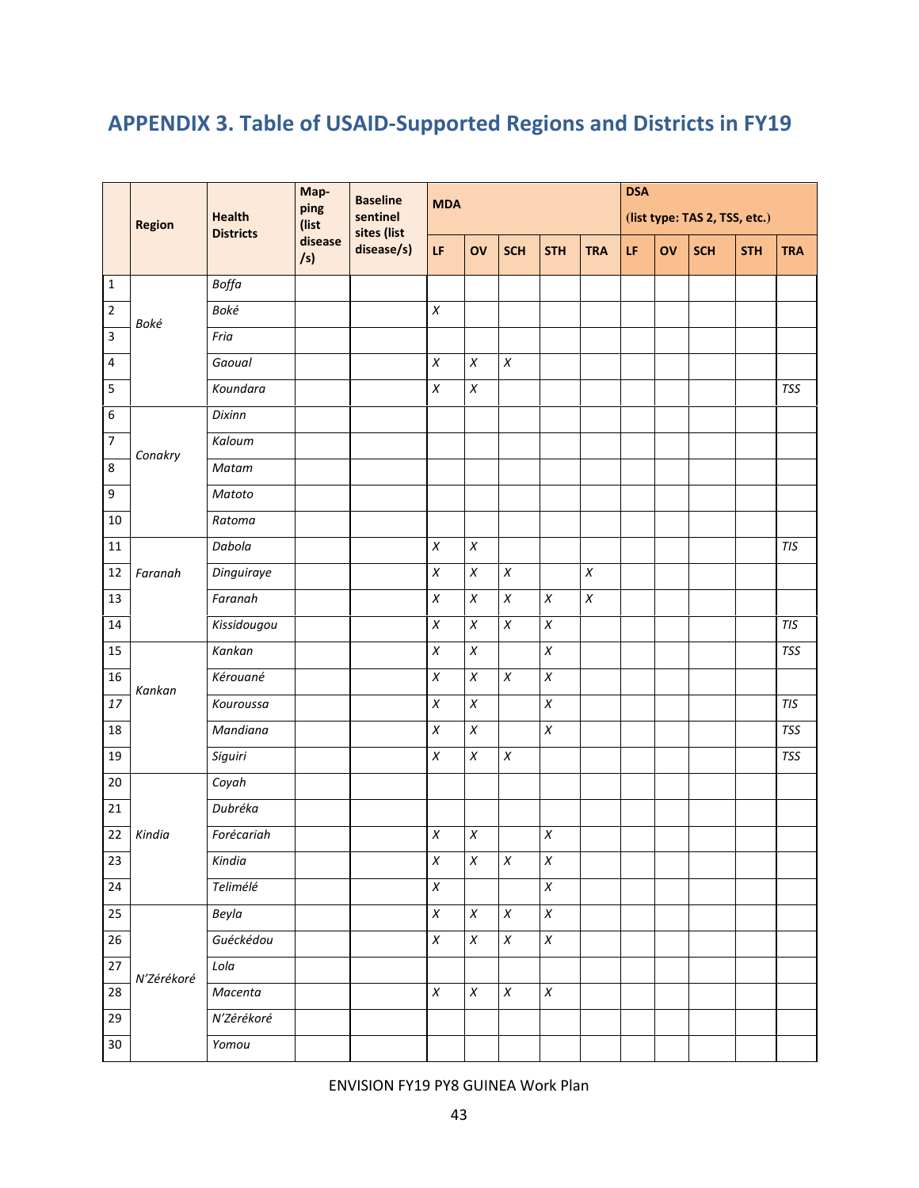# APPENDIX 3. Table of USAID-Supported Regions and Districts in FY19

| | Region | Health Districts | Map-ping (list disease /s) | Baseline sentinel sites (list disease/s) | MDA | | | | | DSA (list type: TAS 2, TSS, etc.) | | | | |
|---|---|---|---|---|---|---|---|---|---|---|---|---|---|---|
| | | | | | LF | OV | SCH | STH | TRA | LF | OV | SCH | STH | TRA |
| 1 | Boké | *Boffa* | | | | | | | | | | | | |
| 2 | | *Boké* | | | *X* | | | | | | | | | |
| 3 | | *Fria* | | | | | | | | | | | | |
| 4 | | *Gaoual* | | | *X* | *X* | *X* | | | | | | | |
| 5 | | *Koundara* | | | *X* | *X* | | | | | | | | *TSS* |
| 6 | Conakry | *Dixinn* | | | | | | | | | | | | |
| 7 | | *Kaloum* | | | | | | | | | | | | |
| 8 | | *Matam* | | | | | | | | | | | | |
| 9 | | *Matoto* | | | | | | | | | | | | |
| 10 | | *Ratoma* | | | | | | | | | | | | |
| 11 | Faranah | *Dabola* | | | *X* | *X* | | | | | | | | *TIS* |
| 12 | | *Dinguiraye* | | | *X* | *X* | *X* | | *X* | | | | | |
| 13 | | *Faranah* | | | *X* | *X* | *X* | *X* | *X* | | | | | |
| 14 | | *Kissidougou* | | | *X* | *X* | *X* | *X* | | | | | | *TIS* |
| 15 | Kankan | *Kankan* | | | *X* | *X* | | *X* | | | | | | *TSS* |
| 16 | | *Kérouané* | | | *X* | *X* | *X* | *X* | | | | | | |
| 17 | | *Kouroussa* | | | *X* | *X* | | *X* | | | | | | *TIS* |
| 18 | | *Mandiana* | | | *X* | *X* | | *X* | | | | | | *TSS* |
| 19 | | *Siguiri* | | | *X* | *X* | *X* | | | | | | | *TSS* |
| 20 | Kindia | *Coyah* | | | | | | | | | | | | |
| 21 | | *Dubréka* | | | | | | | | | | | | |
| 22 | | *Forécariah* | | | *X* | *X* | | *X* | | | | | | |
| 23 | | *Kindia* | | | *X* | *X* | *X* | *X* | | | | | | |
| 24 | | *Telimélé* | | | *X* | | | *X* | | | | | | |
| 25 | N'Zérékoré | *Beyla* | | | *X* | *X* | *X* | *X* | | | | | | |
| 26 | | *Guéckédou* | | | *X* | *X* | *X* | *X* | | | | | | |
| 27 | | *Lola* | | | | | | | | | | | | |
| 28 | | *Macenta* | | | *X* | *X* | *X* | *X* | | | | | | |
| 29 | | *N'Zérékoré* | | | | | | | | | | | | |
| 30 | | *Yomou* | | | | | | | | | | | | |

ENVISION FY19 PY8 GUINEA Work Plan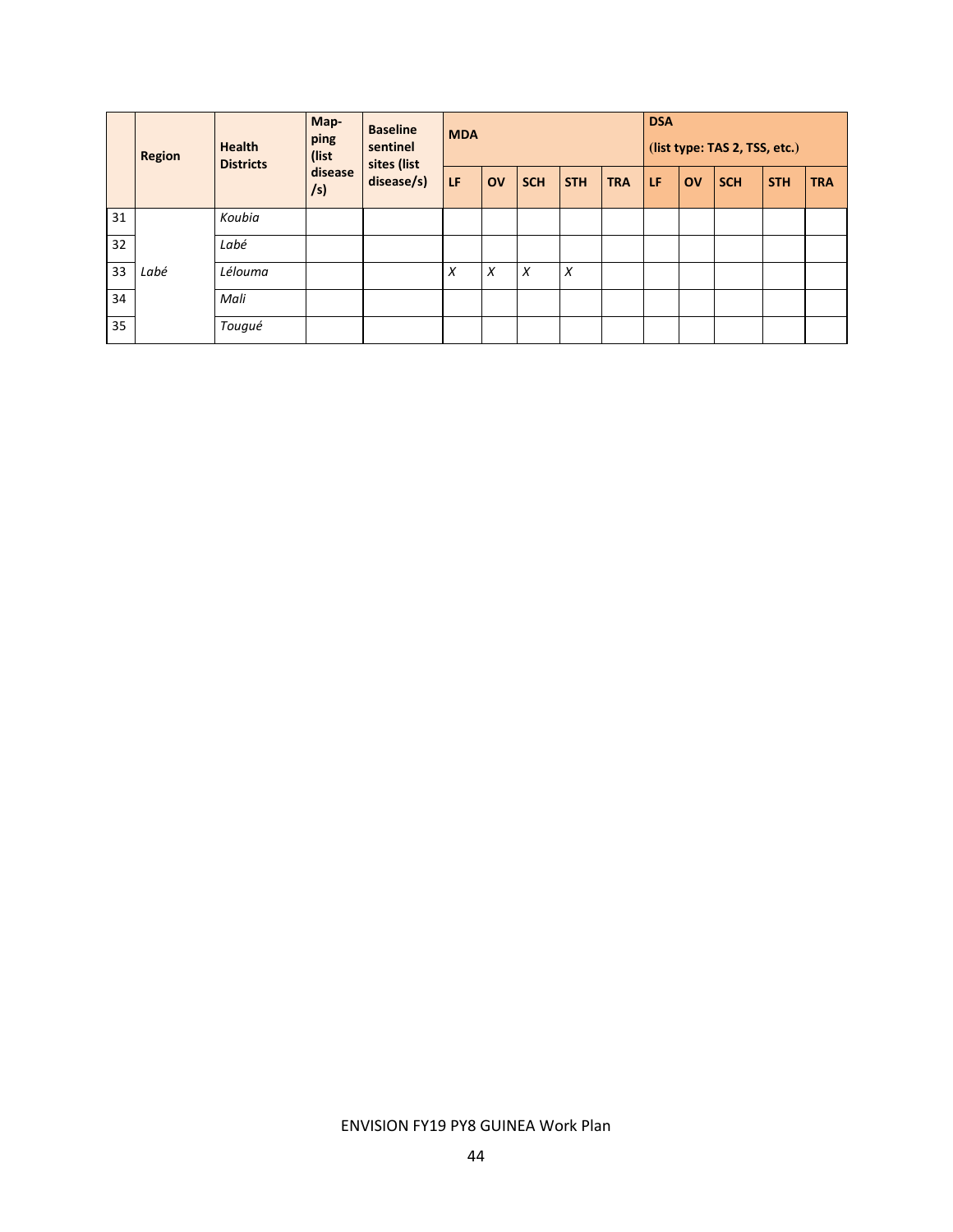| | Region | Health Districts | Map-ping (list disease /s) | Baseline sentinel sites (list disease/s) | MDA | | | | | DSA (list type: TAS 2, TSS, etc.) | | | | |
|---|---|---|---|---|---|---|---|---|---|---|---|---|---|---|
| | | | | | LF | OV | SCH | STH | TRA | LF | OV | SCH | STH | TRA |
| 31 | *Labé* | *Koubia* | | | | | | | | | | | | |
| 32 | | *Labé* | | | | | | | | | | | | |
| 33 | | *Lélouma* | | | *X* | *X* | *X* | *X* | | | | | | |
| 34 | | *Mali* | | | | | | | | | | | | |
| 35 | | *Tougué* | | | | | | | | | | | | |